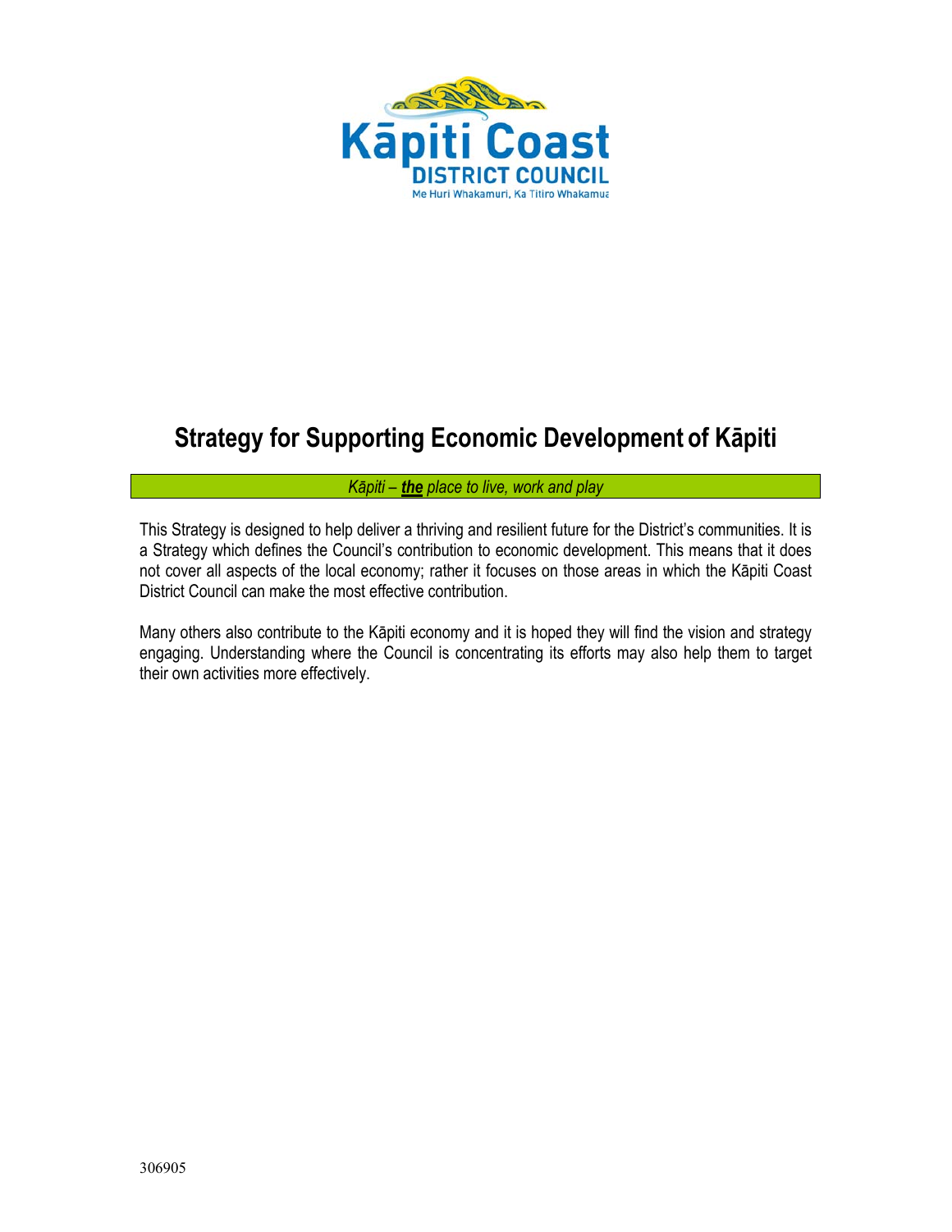Kāpiti Coast
DISTRICT COUNCIL
Me Huri Whakamuri, Ka Titiro Whakamua

# Strategy for Supporting Economic Development of Kāpiti

*Kāpiti – **the** place to live, work and play*

This Strategy is designed to help deliver a thriving and resilient future for the District's communities. It is a Strategy which defines the Council's contribution to economic development. This means that it does not cover all aspects of the local economy; rather it focuses on those areas in which the Kāpiti Coast District Council can make the most effective contribution.

Many others also contribute to the Kāpiti economy and it is hoped they will find the vision and strategy engaging. Understanding where the Council is concentrating its efforts may also help them to target their own activities more effectively.

306905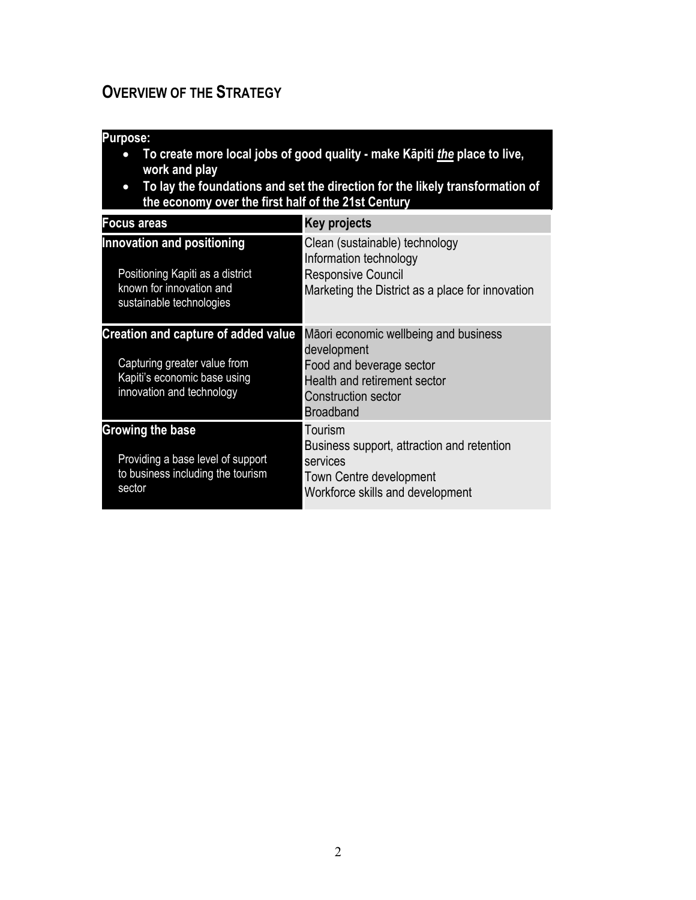## Overview of the Strategy

**Purpose:**

- **To create more local jobs of good quality - make Kāpiti *the* place to live, work and play**
- **To lay the foundations and set the direction for the likely transformation of the economy over the first half of the 21st Century**

| Focus areas | Key projects |
|---|---|
| **Innovation and positioning**<br><br>Positioning Kapiti as a district known for innovation and sustainable technologies | Clean (sustainable) technology<br>Information technology<br>Responsive Council<br>Marketing the District as a place for innovation |
| **Creation and capture of added value**<br><br>Capturing greater value from Kapiti's economic base using innovation and technology | Māori economic wellbeing and business development<br>Food and beverage sector<br>Health and retirement sector<br>Construction sector<br>Broadband |
| **Growing the base**<br><br>Providing a base level of support to business including the tourism sector | Tourism<br>Business support, attraction and retention services<br>Town Centre development<br>Workforce skills and development |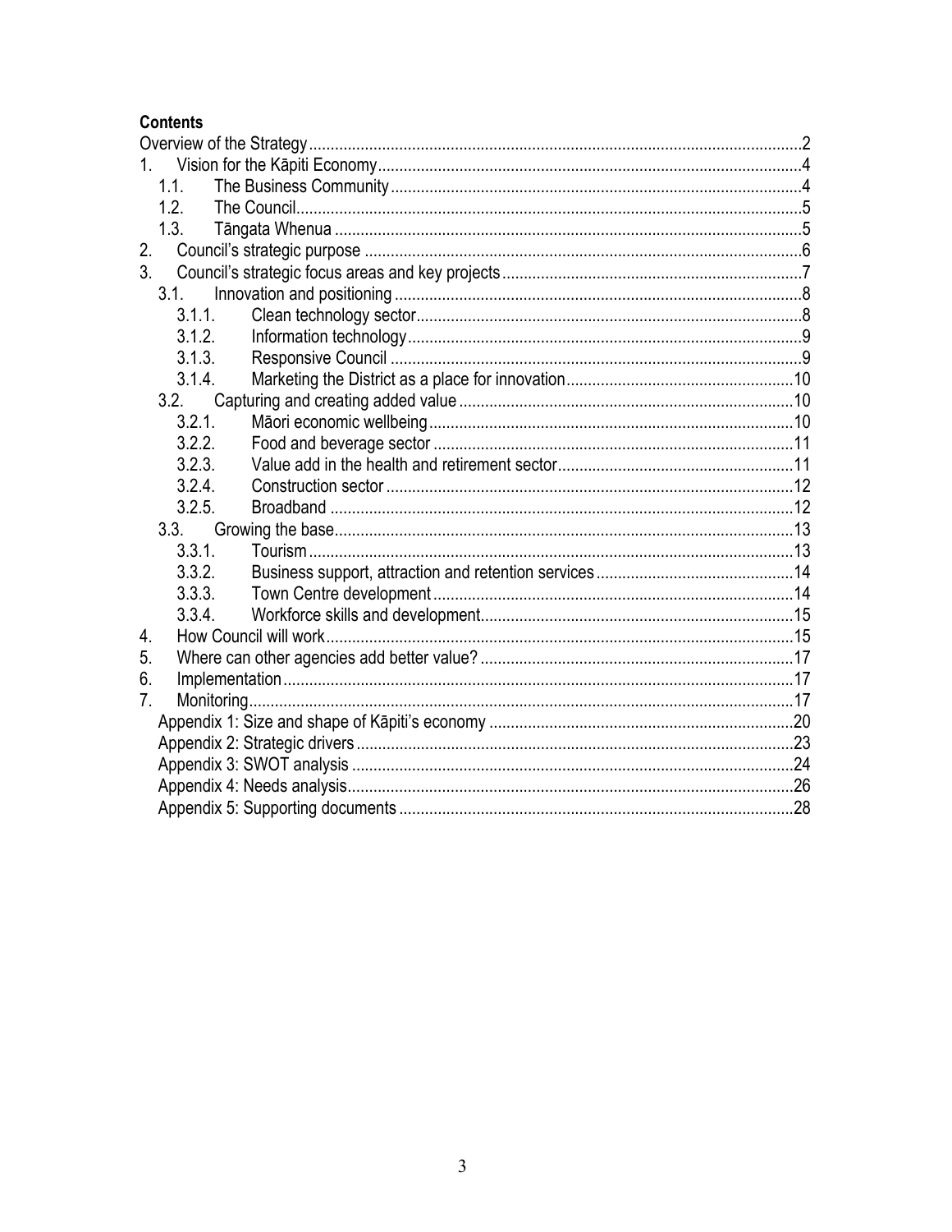**Contents**

Overview of the Strategy ..... 2

1. Vision for the Kāpiti Economy ..... 4
   - 1.1. The Business Community ..... 4
   - 1.2. The Council ..... 5
   - 1.3. Tāngata Whenua ..... 5
2. Council's strategic purpose ..... 6
3. Council's strategic focus areas and key projects ..... 7
   - 3.1. Innovation and positioning ..... 8
     - 3.1.1. Clean technology sector ..... 8
     - 3.1.2. Information technology ..... 9
     - 3.1.3. Responsive Council ..... 9
     - 3.1.4. Marketing the District as a place for innovation ..... 10
   - 3.2. Capturing and creating added value ..... 10
     - 3.2.1. Māori economic wellbeing ..... 10
     - 3.2.2. Food and beverage sector ..... 11
     - 3.2.3. Value add in the health and retirement sector ..... 11
     - 3.2.4. Construction sector ..... 12
     - 3.2.5. Broadband ..... 12
   - 3.3. Growing the base ..... 13
     - 3.3.1. Tourism ..... 13
     - 3.3.2. Business support, attraction and retention services ..... 14
     - 3.3.3. Town Centre development ..... 14
     - 3.3.4. Workforce skills and development ..... 15
4. How Council will work ..... 15
5. Where can other agencies add better value? ..... 17
6. Implementation ..... 17
7. Monitoring ..... 17
   - Appendix 1: Size and shape of Kāpiti's economy ..... 20
   - Appendix 2: Strategic drivers ..... 23
   - Appendix 3: SWOT analysis ..... 24
   - Appendix 4: Needs analysis ..... 26
   - Appendix 5: Supporting documents ..... 28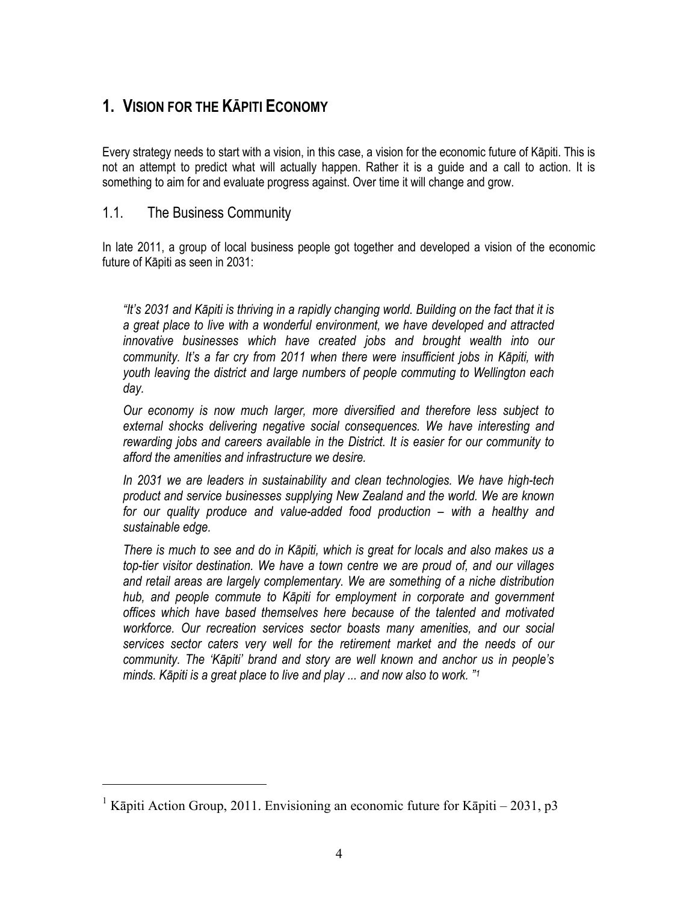# 1. VISION FOR THE KĀPITI ECONOMY

Every strategy needs to start with a vision, in this case, a vision for the economic future of Kāpiti. This is not an attempt to predict what will actually happen. Rather it is a guide and a call to action. It is something to aim for and evaluate progress against. Over time it will change and grow.

## 1.1. The Business Community

In late 2011, a group of local business people got together and developed a vision of the economic future of Kāpiti as seen in 2031:

> *"It's 2031 and Kāpiti is thriving in a rapidly changing world. Building on the fact that it is a great place to live with a wonderful environment, we have developed and attracted innovative businesses which have created jobs and brought wealth into our community. It's a far cry from 2011 when there were insufficient jobs in Kāpiti, with youth leaving the district and large numbers of people commuting to Wellington each day.*
>
> *Our economy is now much larger, more diversified and therefore less subject to external shocks delivering negative social consequences. We have interesting and rewarding jobs and careers available in the District. It is easier for our community to afford the amenities and infrastructure we desire.*
>
> *In 2031 we are leaders in sustainability and clean technologies. We have high-tech product and service businesses supplying New Zealand and the world. We are known for our quality produce and value-added food production – with a healthy and sustainable edge.*
>
> *There is much to see and do in Kāpiti, which is great for locals and also makes us a top-tier visitor destination. We have a town centre we are proud of, and our villages and retail areas are largely complementary. We are something of a niche distribution hub, and people commute to Kāpiti for employment in corporate and government offices which have based themselves here because of the talented and motivated workforce. Our recreation services sector boasts many amenities, and our social services sector caters very well for the retirement market and the needs of our community. The 'Kāpiti' brand and story are well known and anchor us in people's minds. Kāpiti is a great place to live and play ... and now also to work."*[1]

---

[1] Kāpiti Action Group, 2011. Envisioning an economic future for Kāpiti – 2031, p3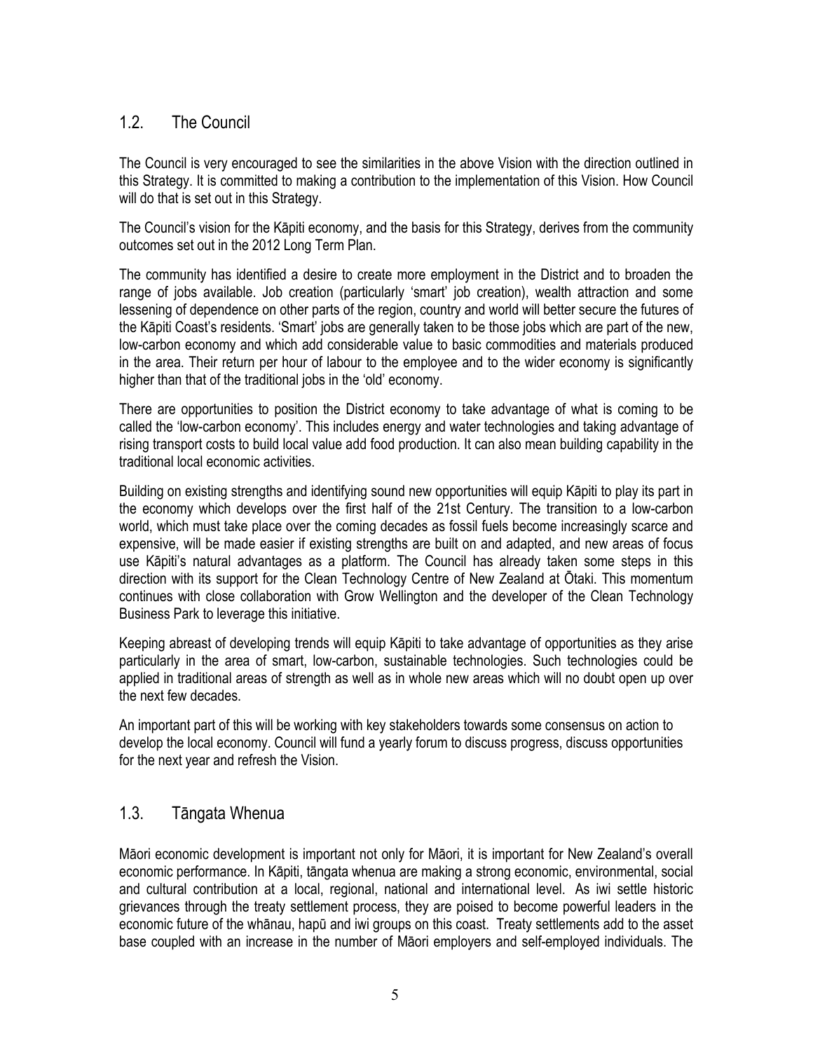## 1.2. The Council

The Council is very encouraged to see the similarities in the above Vision with the direction outlined in this Strategy. It is committed to making a contribution to the implementation of this Vision. How Council will do that is set out in this Strategy.

The Council's vision for the Kāpiti economy, and the basis for this Strategy, derives from the community outcomes set out in the 2012 Long Term Plan.

The community has identified a desire to create more employment in the District and to broaden the range of jobs available. Job creation (particularly 'smart' job creation), wealth attraction and some lessening of dependence on other parts of the region, country and world will better secure the futures of the Kāpiti Coast's residents. 'Smart' jobs are generally taken to be those jobs which are part of the new, low-carbon economy and which add considerable value to basic commodities and materials produced in the area. Their return per hour of labour to the employee and to the wider economy is significantly higher than that of the traditional jobs in the 'old' economy.

There are opportunities to position the District economy to take advantage of what is coming to be called the 'low-carbon economy'. This includes energy and water technologies and taking advantage of rising transport costs to build local value add food production. It can also mean building capability in the traditional local economic activities.

Building on existing strengths and identifying sound new opportunities will equip Kāpiti to play its part in the economy which develops over the first half of the 21st Century. The transition to a low-carbon world, which must take place over the coming decades as fossil fuels become increasingly scarce and expensive, will be made easier if existing strengths are built on and adapted, and new areas of focus use Kāpiti's natural advantages as a platform. The Council has already taken some steps in this direction with its support for the Clean Technology Centre of New Zealand at Ōtaki. This momentum continues with close collaboration with Grow Wellington and the developer of the Clean Technology Business Park to leverage this initiative.

Keeping abreast of developing trends will equip Kāpiti to take advantage of opportunities as they arise particularly in the area of smart, low-carbon, sustainable technologies. Such technologies could be applied in traditional areas of strength as well as in whole new areas which will no doubt open up over the next few decades.

An important part of this will be working with key stakeholders towards some consensus on action to develop the local economy. Council will fund a yearly forum to discuss progress, discuss opportunities for the next year and refresh the Vision.

## 1.3. Tāngata Whenua

Māori economic development is important not only for Māori, it is important for New Zealand's overall economic performance. In Kāpiti, tāngata whenua are making a strong economic, environmental, social and cultural contribution at a local, regional, national and international level. As iwi settle historic grievances through the treaty settlement process, they are poised to become powerful leaders in the economic future of the whānau, hapū and iwi groups on this coast. Treaty settlements add to the asset base coupled with an increase in the number of Māori employers and self-employed individuals. The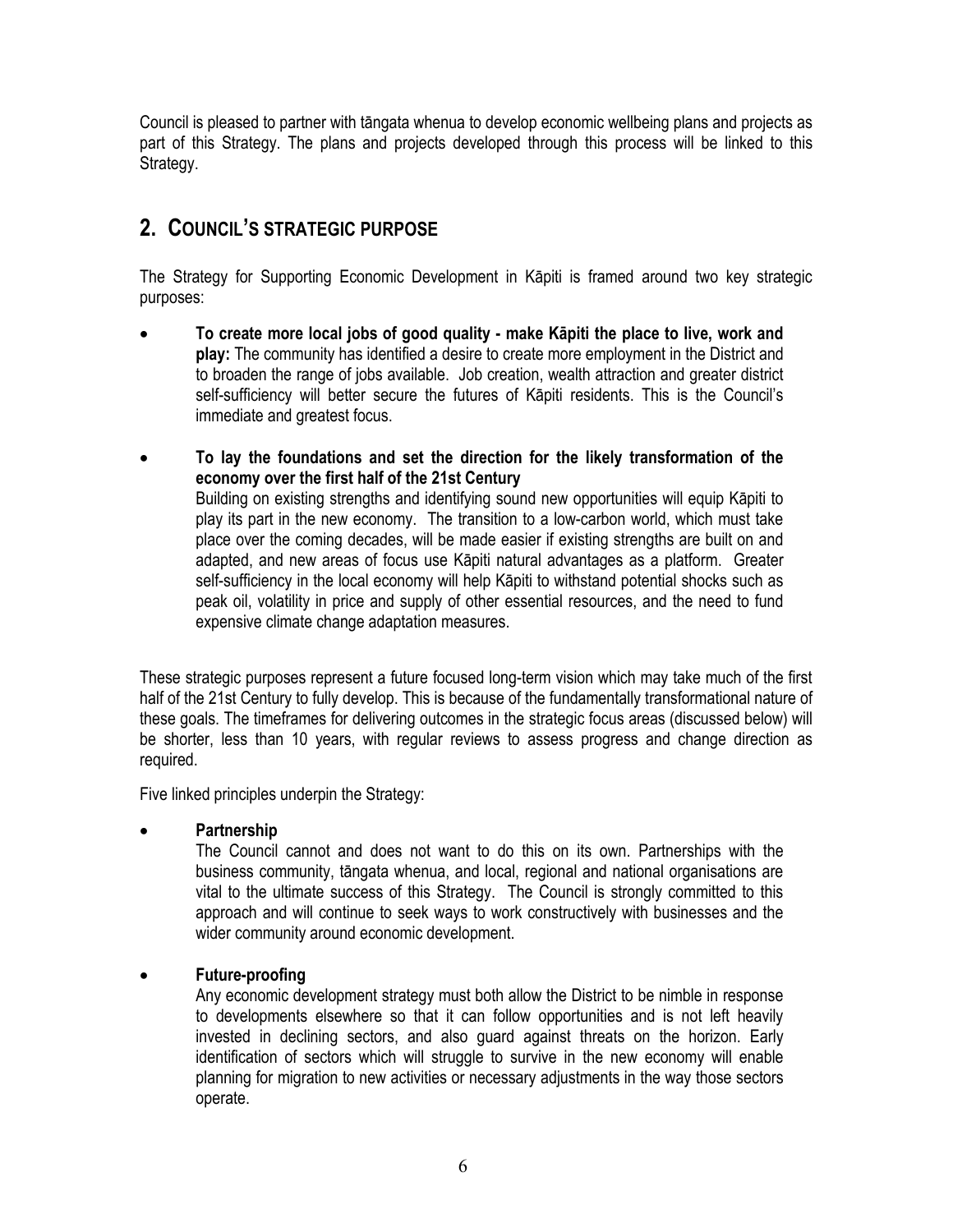Council is pleased to partner with tāngata whenua to develop economic wellbeing plans and projects as part of this Strategy. The plans and projects developed through this process will be linked to this Strategy.

## 2. COUNCIL'S STRATEGIC PURPOSE

The Strategy for Supporting Economic Development in Kāpiti is framed around two key strategic purposes:

- **To create more local jobs of good quality - make Kāpiti the place to live, work and play:** The community has identified a desire to create more employment in the District and to broaden the range of jobs available. Job creation, wealth attraction and greater district self-sufficiency will better secure the futures of Kāpiti residents. This is the Council's immediate and greatest focus.

- **To lay the foundations and set the direction for the likely transformation of the economy over the first half of the 21st Century**
  Building on existing strengths and identifying sound new opportunities will equip Kāpiti to play its part in the new economy. The transition to a low-carbon world, which must take place over the coming decades, will be made easier if existing strengths are built on and adapted, and new areas of focus use Kāpiti natural advantages as a platform. Greater self-sufficiency in the local economy will help Kāpiti to withstand potential shocks such as peak oil, volatility in price and supply of other essential resources, and the need to fund expensive climate change adaptation measures.

These strategic purposes represent a future focused long-term vision which may take much of the first half of the 21st Century to fully develop. This is because of the fundamentally transformational nature of these goals. The timeframes for delivering outcomes in the strategic focus areas (discussed below) will be shorter, less than 10 years, with regular reviews to assess progress and change direction as required.

Five linked principles underpin the Strategy:

- **Partnership**
  The Council cannot and does not want to do this on its own. Partnerships with the business community, tāngata whenua, and local, regional and national organisations are vital to the ultimate success of this Strategy. The Council is strongly committed to this approach and will continue to seek ways to work constructively with businesses and the wider community around economic development.

- **Future-proofing**
  Any economic development strategy must both allow the District to be nimble in response to developments elsewhere so that it can follow opportunities and is not left heavily invested in declining sectors, and also guard against threats on the horizon. Early identification of sectors which will struggle to survive in the new economy will enable planning for migration to new activities or necessary adjustments in the way those sectors operate.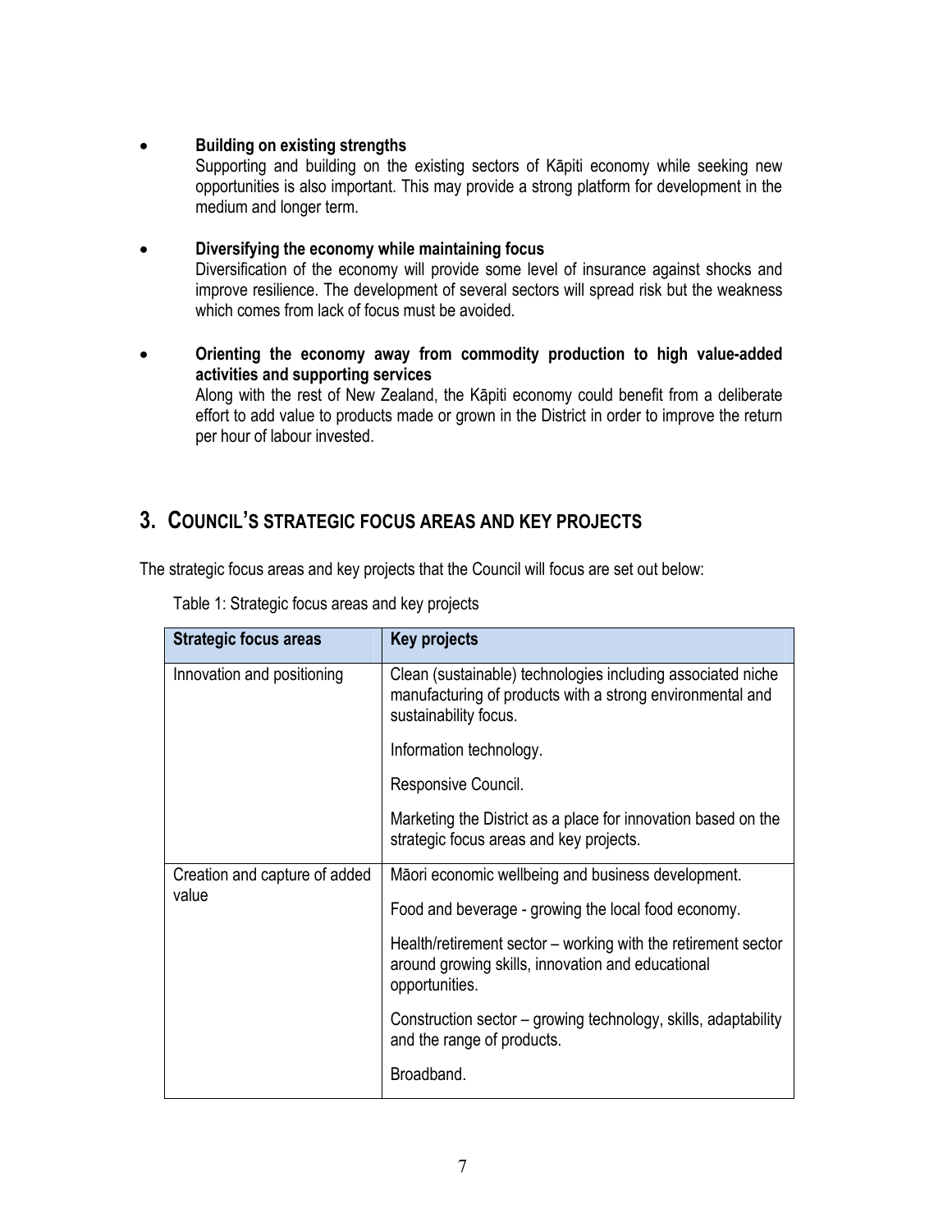- **Building on existing strengths**
  Supporting and building on the existing sectors of Kāpiti economy while seeking new opportunities is also important. This may provide a strong platform for development in the medium and longer term.

- **Diversifying the economy while maintaining focus**
  Diversification of the economy will provide some level of insurance against shocks and improve resilience. The development of several sectors will spread risk but the weakness which comes from lack of focus must be avoided.

- **Orienting the economy away from commodity production to high value-added activities and supporting services**
  Along with the rest of New Zealand, the Kāpiti economy could benefit from a deliberate effort to add value to products made or grown in the District in order to improve the return per hour of labour invested.

## 3. COUNCIL'S STRATEGIC FOCUS AREAS AND KEY PROJECTS

The strategic focus areas and key projects that the Council will focus are set out below:

Table 1: Strategic focus areas and key projects

| Strategic focus areas | Key projects |
|---|---|
| Innovation and positioning | Clean (sustainable) technologies including associated niche manufacturing of products with a strong environmental and sustainability focus. |
| | Information technology. |
| | Responsive Council. |
| | Marketing the District as a place for innovation based on the strategic focus areas and key projects. |
| Creation and capture of added value | Māori economic wellbeing and business development. |
| | Food and beverage - growing the local food economy. |
| | Health/retirement sector – working with the retirement sector around growing skills, innovation and educational opportunities. |
| | Construction sector – growing technology, skills, adaptability and the range of products. |
| | Broadband. |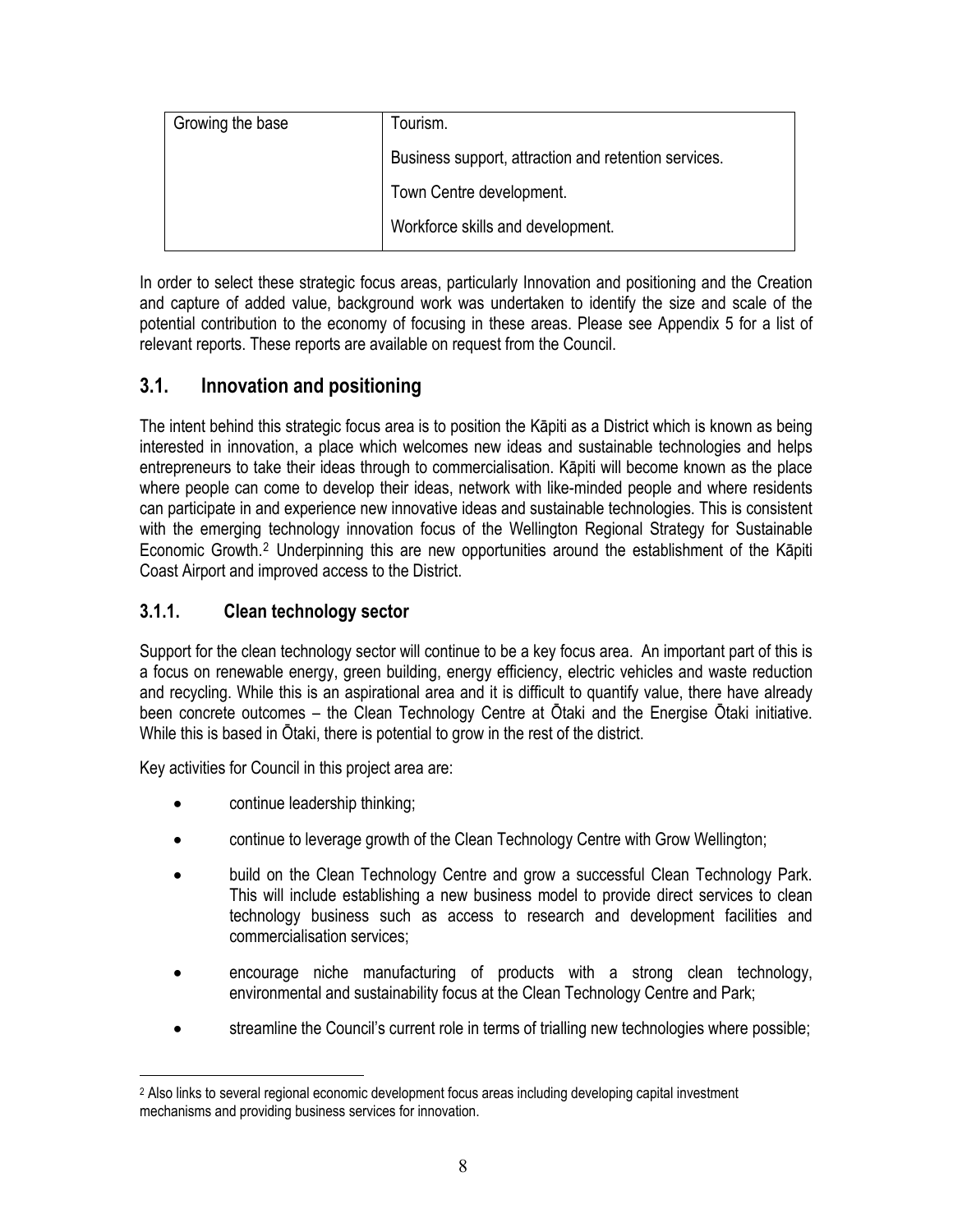| Growing the base | Tourism. |
| --- | --- |
| | Business support, attraction and retention services. |
| | Town Centre development. |
| | Workforce skills and development. |

In order to select these strategic focus areas, particularly Innovation and positioning and the Creation and capture of added value, background work was undertaken to identify the size and scale of the potential contribution to the economy of focusing in these areas. Please see Appendix 5 for a list of relevant reports. These reports are available on request from the Council.

## 3.1. Innovation and positioning

The intent behind this strategic focus area is to position the Kāpiti as a District which is known as being interested in innovation, a place which welcomes new ideas and sustainable technologies and helps entrepreneurs to take their ideas through to commercialisation. Kāpiti will become known as the place where people can come to develop their ideas, network with like-minded people and where residents can participate in and experience new innovative ideas and sustainable technologies. This is consistent with the emerging technology innovation focus of the Wellington Regional Strategy for Sustainable Economic Growth.[2] Underpinning this are new opportunities around the establishment of the Kāpiti Coast Airport and improved access to the District.

### 3.1.1. Clean technology sector

Support for the clean technology sector will continue to be a key focus area. An important part of this is a focus on renewable energy, green building, energy efficiency, electric vehicles and waste reduction and recycling. While this is an aspirational area and it is difficult to quantify value, there have already been concrete outcomes – the Clean Technology Centre at Ōtaki and the Energise Ōtaki initiative. While this is based in Ōtaki, there is potential to grow in the rest of the district.

Key activities for Council in this project area are:

- continue leadership thinking;
- continue to leverage growth of the Clean Technology Centre with Grow Wellington;
- build on the Clean Technology Centre and grow a successful Clean Technology Park. This will include establishing a new business model to provide direct services to clean technology business such as access to research and development facilities and commercialisation services;
- encourage niche manufacturing of products with a strong clean technology, environmental and sustainability focus at the Clean Technology Centre and Park;
- streamline the Council's current role in terms of trialling new technologies where possible;

[2] Also links to several regional economic development focus areas including developing capital investment mechanisms and providing business services for innovation.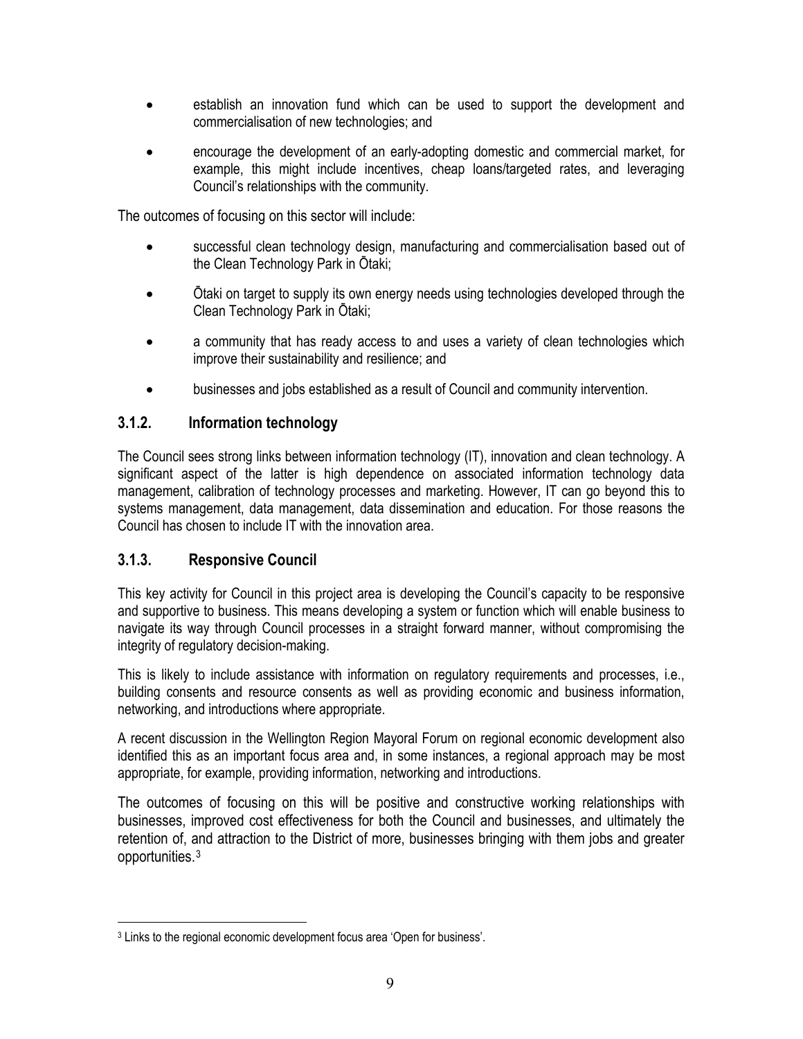- establish an innovation fund which can be used to support the development and commercialisation of new technologies; and
- encourage the development of an early-adopting domestic and commercial market, for example, this might include incentives, cheap loans/targeted rates, and leveraging Council's relationships with the community.

The outcomes of focusing on this sector will include:

- successful clean technology design, manufacturing and commercialisation based out of the Clean Technology Park in Ōtaki;
- Ōtaki on target to supply its own energy needs using technologies developed through the Clean Technology Park in Ōtaki;
- a community that has ready access to and uses a variety of clean technologies which improve their sustainability and resilience; and
- businesses and jobs established as a result of Council and community intervention.

### 3.1.2. Information technology

The Council sees strong links between information technology (IT), innovation and clean technology. A significant aspect of the latter is high dependence on associated information technology data management, calibration of technology processes and marketing. However, IT can go beyond this to systems management, data management, data dissemination and education. For those reasons the Council has chosen to include IT with the innovation area.

### 3.1.3. Responsive Council

This key activity for Council in this project area is developing the Council's capacity to be responsive and supportive to business. This means developing a system or function which will enable business to navigate its way through Council processes in a straight forward manner, without compromising the integrity of regulatory decision-making.

This is likely to include assistance with information on regulatory requirements and processes, i.e., building consents and resource consents as well as providing economic and business information, networking, and introductions where appropriate.

A recent discussion in the Wellington Region Mayoral Forum on regional economic development also identified this as an important focus area and, in some instances, a regional approach may be most appropriate, for example, providing information, networking and introductions.

The outcomes of focusing on this will be positive and constructive working relationships with businesses, improved cost effectiveness for both the Council and businesses, and ultimately the retention of, and attraction to the District of more, businesses bringing with them jobs and greater opportunities.[3]

---

[3] Links to the regional economic development focus area 'Open for business'.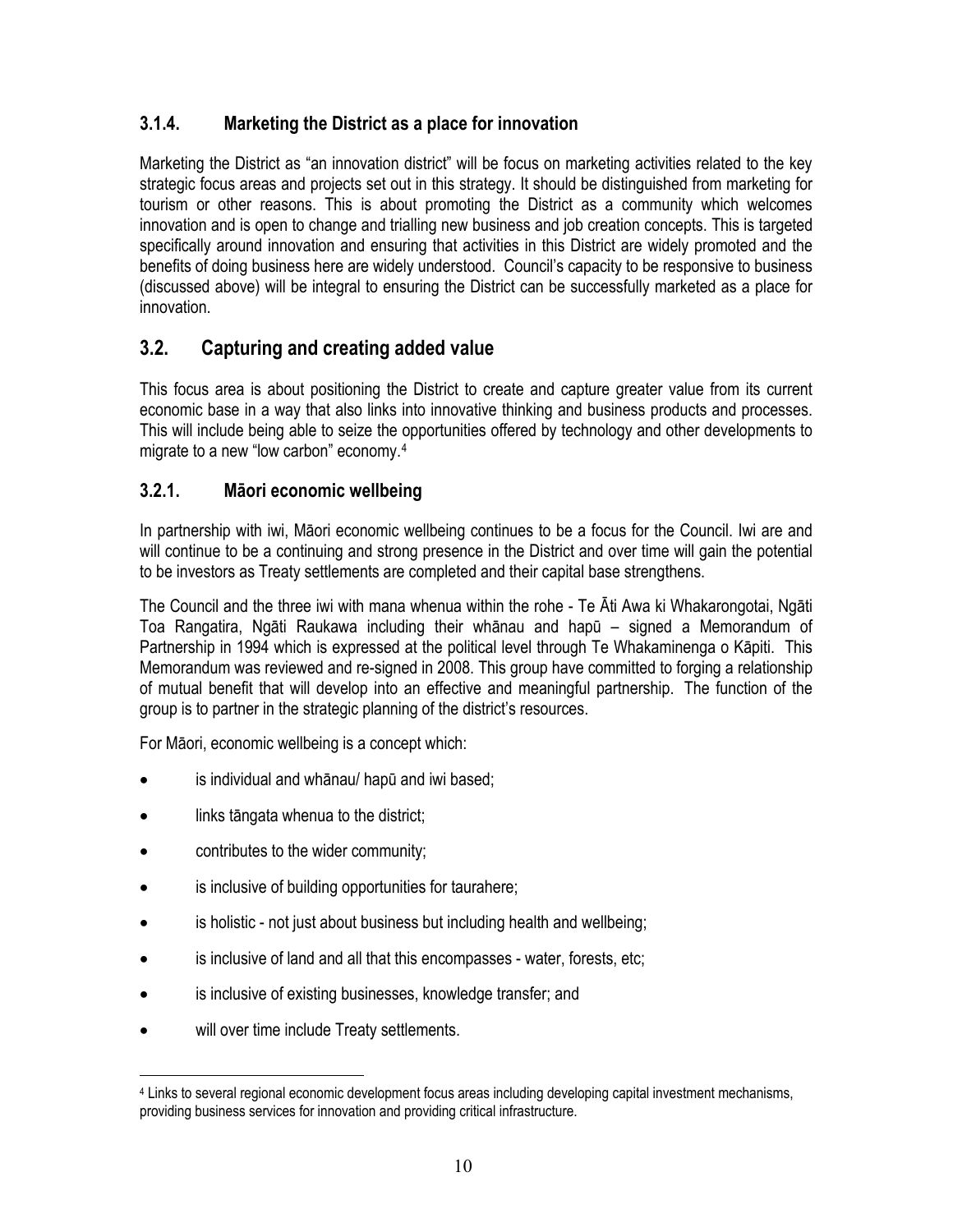### 3.1.4. Marketing the District as a place for innovation

Marketing the District as "an innovation district" will be focus on marketing activities related to the key strategic focus areas and projects set out in this strategy. It should be distinguished from marketing for tourism or other reasons. This is about promoting the District as a community which welcomes innovation and is open to change and trialling new business and job creation concepts. This is targeted specifically around innovation and ensuring that activities in this District are widely promoted and the benefits of doing business here are widely understood. Council's capacity to be responsive to business (discussed above) will be integral to ensuring the District can be successfully marketed as a place for innovation.

## 3.2. Capturing and creating added value

This focus area is about positioning the District to create and capture greater value from its current economic base in a way that also links into innovative thinking and business products and processes. This will include being able to seize the opportunities offered by technology and other developments to migrate to a new "low carbon" economy.[4]

### 3.2.1. Māori economic wellbeing

In partnership with iwi, Māori economic wellbeing continues to be a focus for the Council. Iwi are and will continue to be a continuing and strong presence in the District and over time will gain the potential to be investors as Treaty settlements are completed and their capital base strengthens.

The Council and the three iwi with mana whenua within the rohe - Te Āti Awa ki Whakarongotai, Ngāti Toa Rangatira, Ngāti Raukawa including their whānau and hapū – signed a Memorandum of Partnership in 1994 which is expressed at the political level through Te Whakaminenga o Kāpiti. This Memorandum was reviewed and re-signed in 2008. This group have committed to forging a relationship of mutual benefit that will develop into an effective and meaningful partnership. The function of the group is to partner in the strategic planning of the district's resources.

For Māori, economic wellbeing is a concept which:

- is individual and whānau/ hapū and iwi based;
- links tāngata whenua to the district;
- contributes to the wider community;
- is inclusive of building opportunities for taurahere;
- is holistic - not just about business but including health and wellbeing;
- is inclusive of land and all that this encompasses - water, forests, etc;
- is inclusive of existing businesses, knowledge transfer; and
- will over time include Treaty settlements.

---

[4] Links to several regional economic development focus areas including developing capital investment mechanisms, providing business services for innovation and providing critical infrastructure.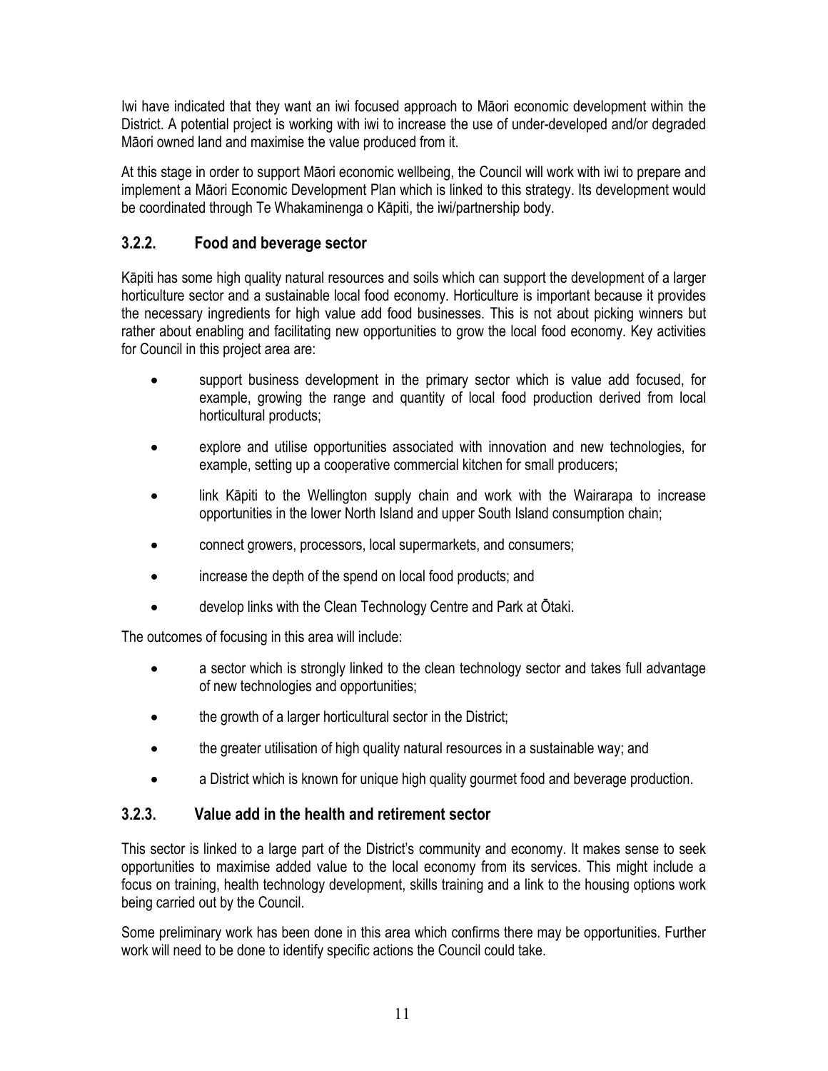Iwi have indicated that they want an iwi focused approach to Māori economic development within the District. A potential project is working with iwi to increase the use of under-developed and/or degraded Māori owned land and maximise the value produced from it.

At this stage in order to support Māori economic wellbeing, the Council will work with iwi to prepare and implement a Māori Economic Development Plan which is linked to this strategy. Its development would be coordinated through Te Whakaminenga o Kāpiti, the iwi/partnership body.

### 3.2.2. Food and beverage sector

Kāpiti has some high quality natural resources and soils which can support the development of a larger horticulture sector and a sustainable local food economy. Horticulture is important because it provides the necessary ingredients for high value add food businesses. This is not about picking winners but rather about enabling and facilitating new opportunities to grow the local food economy. Key activities for Council in this project area are:

- support business development in the primary sector which is value add focused, for example, growing the range and quantity of local food production derived from local horticultural products;
- explore and utilise opportunities associated with innovation and new technologies, for example, setting up a cooperative commercial kitchen for small producers;
- link Kāpiti to the Wellington supply chain and work with the Wairarapa to increase opportunities in the lower North Island and upper South Island consumption chain;
- connect growers, processors, local supermarkets, and consumers;
- increase the depth of the spend on local food products; and
- develop links with the Clean Technology Centre and Park at Ōtaki.

The outcomes of focusing in this area will include:

- a sector which is strongly linked to the clean technology sector and takes full advantage of new technologies and opportunities;
- the growth of a larger horticultural sector in the District;
- the greater utilisation of high quality natural resources in a sustainable way; and
- a District which is known for unique high quality gourmet food and beverage production.

### 3.2.3. Value add in the health and retirement sector

This sector is linked to a large part of the District's community and economy. It makes sense to seek opportunities to maximise added value to the local economy from its services. This might include a focus on training, health technology development, skills training and a link to the housing options work being carried out by the Council.

Some preliminary work has been done in this area which confirms there may be opportunities. Further work will need to be done to identify specific actions the Council could take.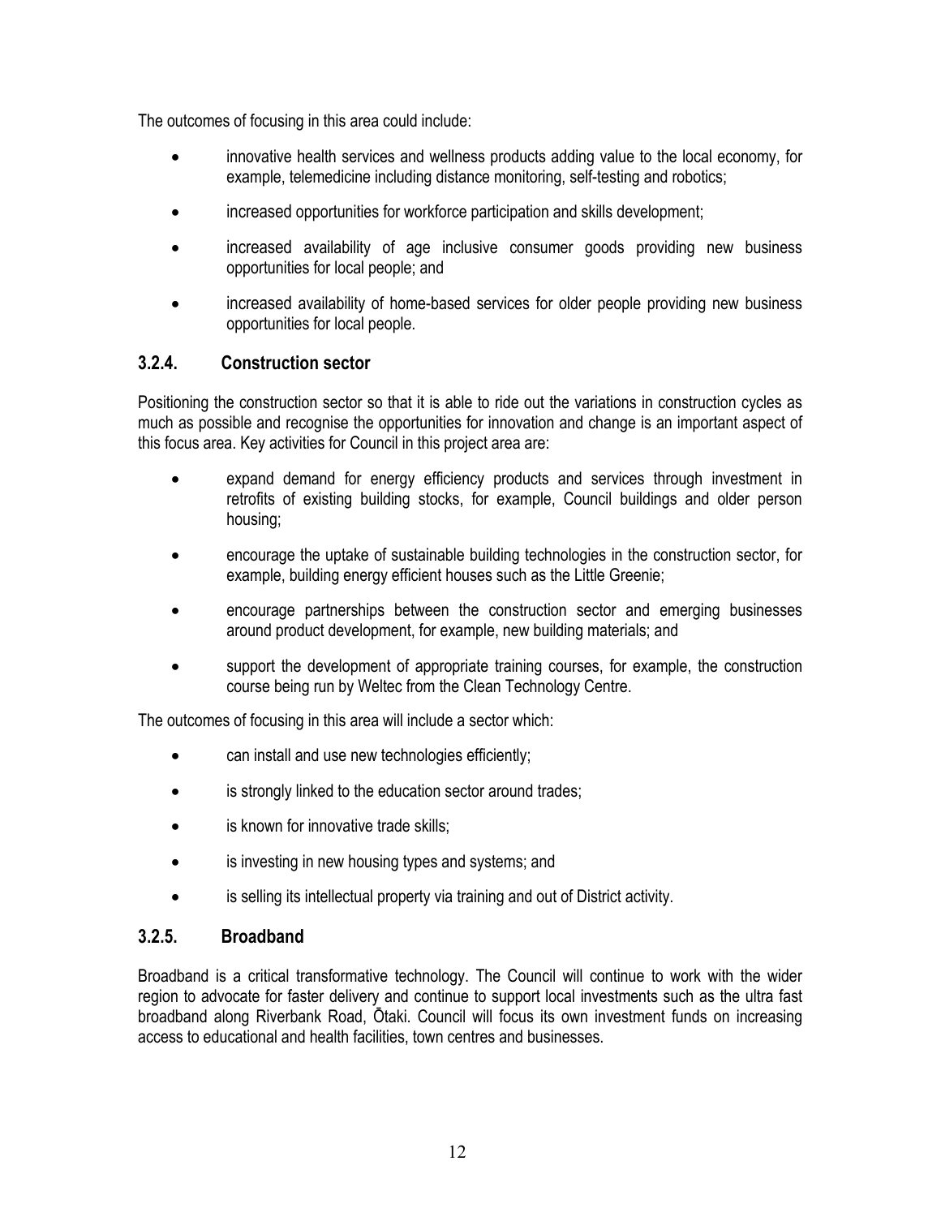The outcomes of focusing in this area could include:

- innovative health services and wellness products adding value to the local economy, for example, telemedicine including distance monitoring, self-testing and robotics;
- increased opportunities for workforce participation and skills development;
- increased availability of age inclusive consumer goods providing new business opportunities for local people; and
- increased availability of home-based services for older people providing new business opportunities for local people.

### 3.2.4. Construction sector

Positioning the construction sector so that it is able to ride out the variations in construction cycles as much as possible and recognise the opportunities for innovation and change is an important aspect of this focus area. Key activities for Council in this project area are:

- expand demand for energy efficiency products and services through investment in retrofits of existing building stocks, for example, Council buildings and older person housing;
- encourage the uptake of sustainable building technologies in the construction sector, for example, building energy efficient houses such as the Little Greenie;
- encourage partnerships between the construction sector and emerging businesses around product development, for example, new building materials; and
- support the development of appropriate training courses, for example, the construction course being run by Weltec from the Clean Technology Centre.

The outcomes of focusing in this area will include a sector which:

- can install and use new technologies efficiently;
- is strongly linked to the education sector around trades;
- is known for innovative trade skills;
- is investing in new housing types and systems; and
- is selling its intellectual property via training and out of District activity.

### 3.2.5. Broadband

Broadband is a critical transformative technology. The Council will continue to work with the wider region to advocate for faster delivery and continue to support local investments such as the ultra fast broadband along Riverbank Road, Ōtaki. Council will focus its own investment funds on increasing access to educational and health facilities, town centres and businesses.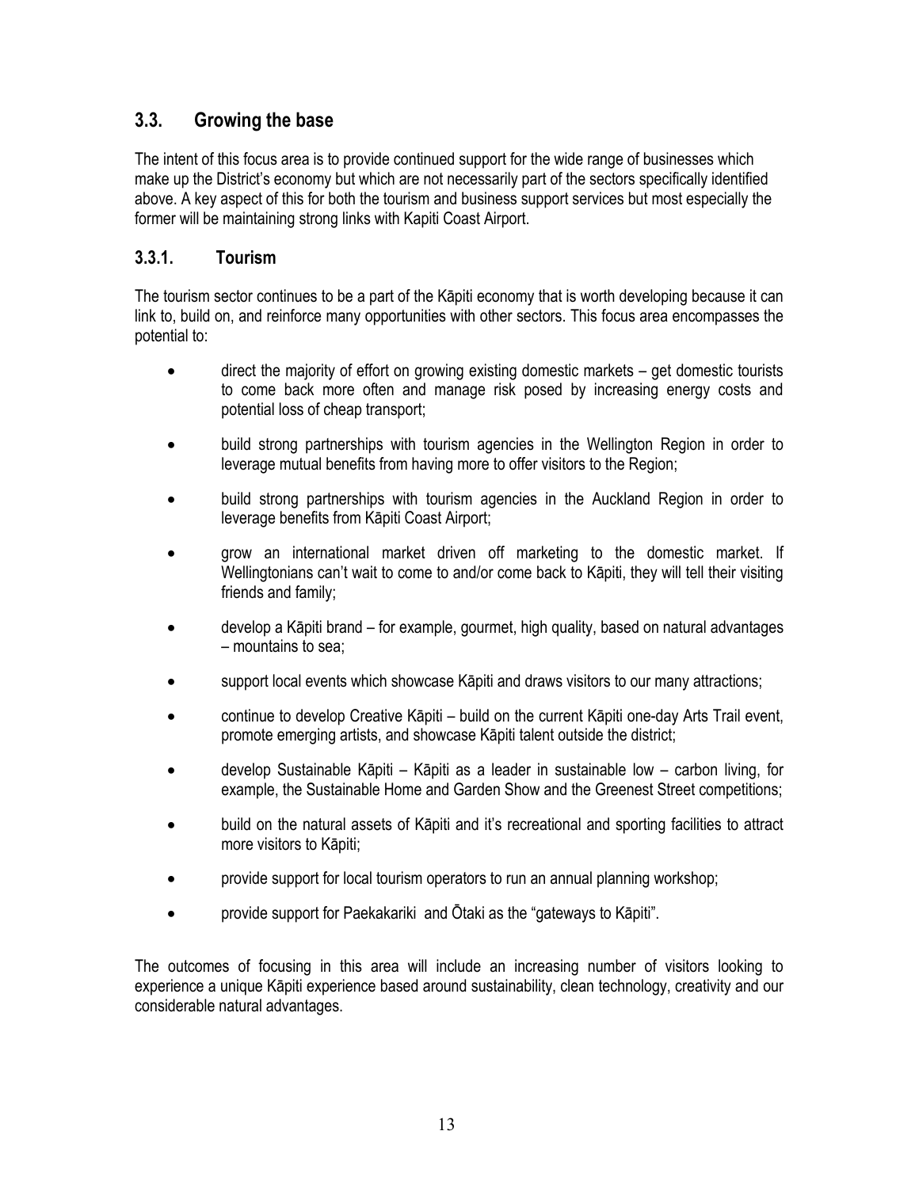## 3.3. Growing the base

The intent of this focus area is to provide continued support for the wide range of businesses which make up the District's economy but which are not necessarily part of the sectors specifically identified above. A key aspect of this for both the tourism and business support services but most especially the former will be maintaining strong links with Kapiti Coast Airport.

### 3.3.1. Tourism

The tourism sector continues to be a part of the Kāpiti economy that is worth developing because it can link to, build on, and reinforce many opportunities with other sectors. This focus area encompasses the potential to:

- direct the majority of effort on growing existing domestic markets – get domestic tourists to come back more often and manage risk posed by increasing energy costs and potential loss of cheap transport;
- build strong partnerships with tourism agencies in the Wellington Region in order to leverage mutual benefits from having more to offer visitors to the Region;
- build strong partnerships with tourism agencies in the Auckland Region in order to leverage benefits from Kāpiti Coast Airport;
- grow an international market driven off marketing to the domestic market. If Wellingtonians can't wait to come to and/or come back to Kāpiti, they will tell their visiting friends and family;
- develop a Kāpiti brand – for example, gourmet, high quality, based on natural advantages – mountains to sea;
- support local events which showcase Kāpiti and draws visitors to our many attractions;
- continue to develop Creative Kāpiti – build on the current Kāpiti one-day Arts Trail event, promote emerging artists, and showcase Kāpiti talent outside the district;
- develop Sustainable Kāpiti – Kāpiti as a leader in sustainable low – carbon living, for example, the Sustainable Home and Garden Show and the Greenest Street competitions;
- build on the natural assets of Kāpiti and it's recreational and sporting facilities to attract more visitors to Kāpiti;
- provide support for local tourism operators to run an annual planning workshop;
- provide support for Paekakariki and Ōtaki as the "gateways to Kāpiti".

The outcomes of focusing in this area will include an increasing number of visitors looking to experience a unique Kāpiti experience based around sustainability, clean technology, creativity and our considerable natural advantages.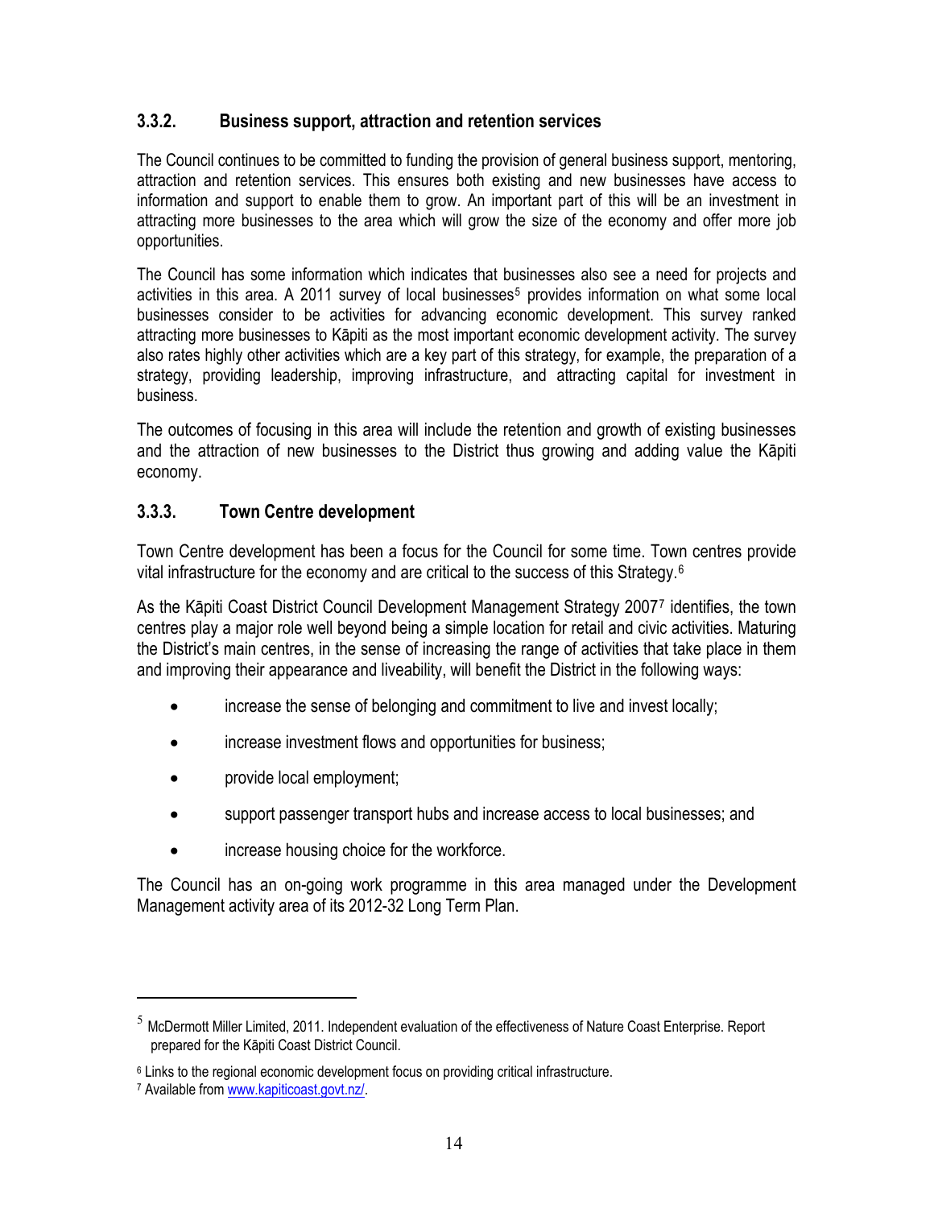### 3.3.2. Business support, attraction and retention services

The Council continues to be committed to funding the provision of general business support, mentoring, attraction and retention services. This ensures both existing and new businesses have access to information and support to enable them to grow. An important part of this will be an investment in attracting more businesses to the area which will grow the size of the economy and offer more job opportunities.

The Council has some information which indicates that businesses also see a need for projects and activities in this area. A 2011 survey of local businesses[5] provides information on what some local businesses consider to be activities for advancing economic development. This survey ranked attracting more businesses to Kāpiti as the most important economic development activity. The survey also rates highly other activities which are a key part of this strategy, for example, the preparation of a strategy, providing leadership, improving infrastructure, and attracting capital for investment in business.

The outcomes of focusing in this area will include the retention and growth of existing businesses and the attraction of new businesses to the District thus growing and adding value the Kāpiti economy.

### 3.3.3. Town Centre development

Town Centre development has been a focus for the Council for some time. Town centres provide vital infrastructure for the economy and are critical to the success of this Strategy.[6]

As the Kāpiti Coast District Council Development Management Strategy 2007[7] identifies, the town centres play a major role well beyond being a simple location for retail and civic activities. Maturing the District's main centres, in the sense of increasing the range of activities that take place in them and improving their appearance and liveability, will benefit the District in the following ways:

- increase the sense of belonging and commitment to live and invest locally;
- increase investment flows and opportunities for business;
- provide local employment;
- support passenger transport hubs and increase access to local businesses; and
- increase housing choice for the workforce.

The Council has an on-going work programme in this area managed under the Development Management activity area of its 2012-32 Long Term Plan.

---

[5] McDermott Miller Limited, 2011. Independent evaluation of the effectiveness of Nature Coast Enterprise. Report prepared for the Kāpiti Coast District Council.

[6] Links to the regional economic development focus on providing critical infrastructure.

[7] Available from www.kapiticoast.govt.nz/.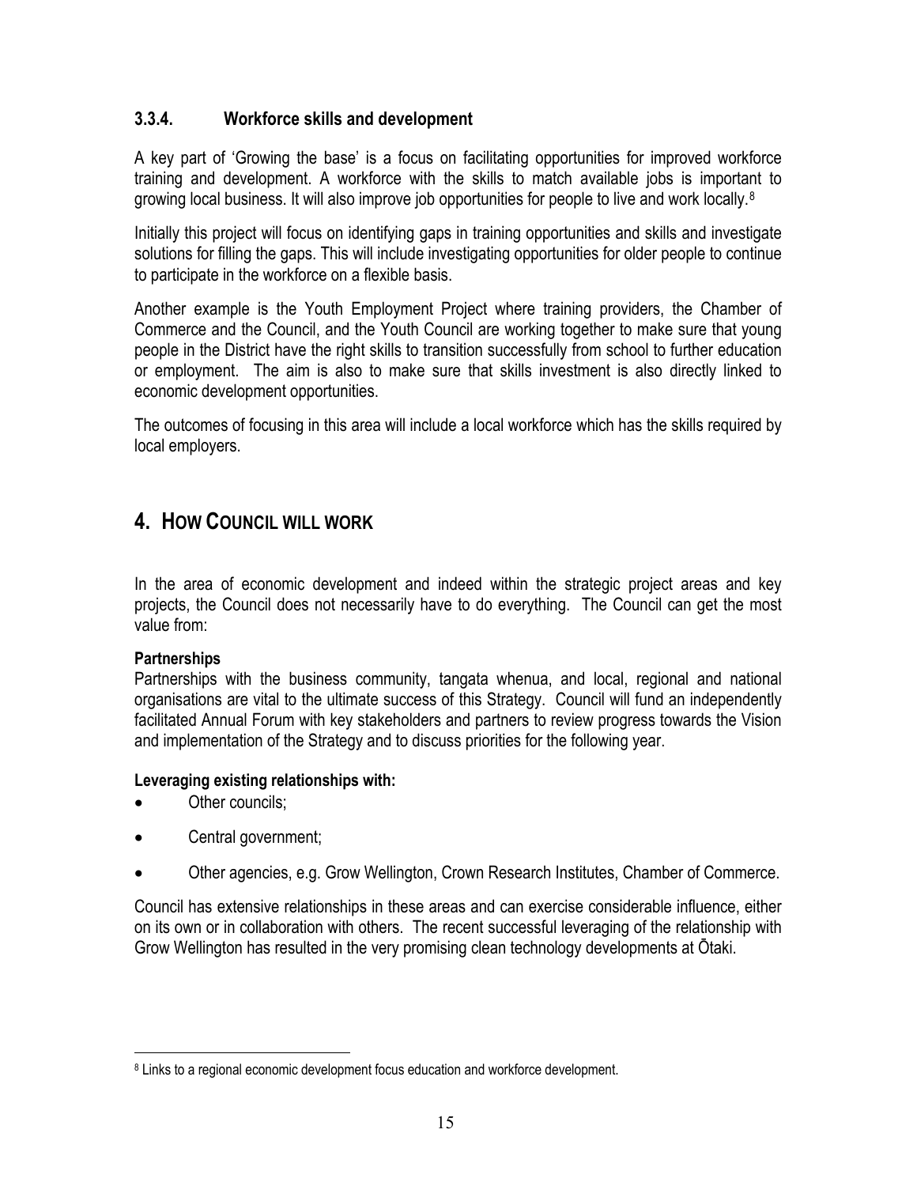### 3.3.4. Workforce skills and development

A key part of 'Growing the base' is a focus on facilitating opportunities for improved workforce training and development. A workforce with the skills to match available jobs is important to growing local business. It will also improve job opportunities for people to live and work locally.[8]

Initially this project will focus on identifying gaps in training opportunities and skills and investigate solutions for filling the gaps. This will include investigating opportunities for older people to continue to participate in the workforce on a flexible basis.

Another example is the Youth Employment Project where training providers, the Chamber of Commerce and the Council, and the Youth Council are working together to make sure that young people in the District have the right skills to transition successfully from school to further education or employment. The aim is also to make sure that skills investment is also directly linked to economic development opportunities.

The outcomes of focusing in this area will include a local workforce which has the skills required by local employers.

# 4. How Council will work

In the area of economic development and indeed within the strategic project areas and key projects, the Council does not necessarily have to do everything. The Council can get the most value from:

**Partnerships**
Partnerships with the business community, tangata whenua, and local, regional and national organisations are vital to the ultimate success of this Strategy. Council will fund an independently facilitated Annual Forum with key stakeholders and partners to review progress towards the Vision and implementation of the Strategy and to discuss priorities for the following year.

**Leveraging existing relationships with:**

- Other councils;
- Central government;
- Other agencies, e.g. Grow Wellington, Crown Research Institutes, Chamber of Commerce.

Council has extensive relationships in these areas and can exercise considerable influence, either on its own or in collaboration with others. The recent successful leveraging of the relationship with Grow Wellington has resulted in the very promising clean technology developments at Ōtaki.

---

[8] Links to a regional economic development focus education and workforce development.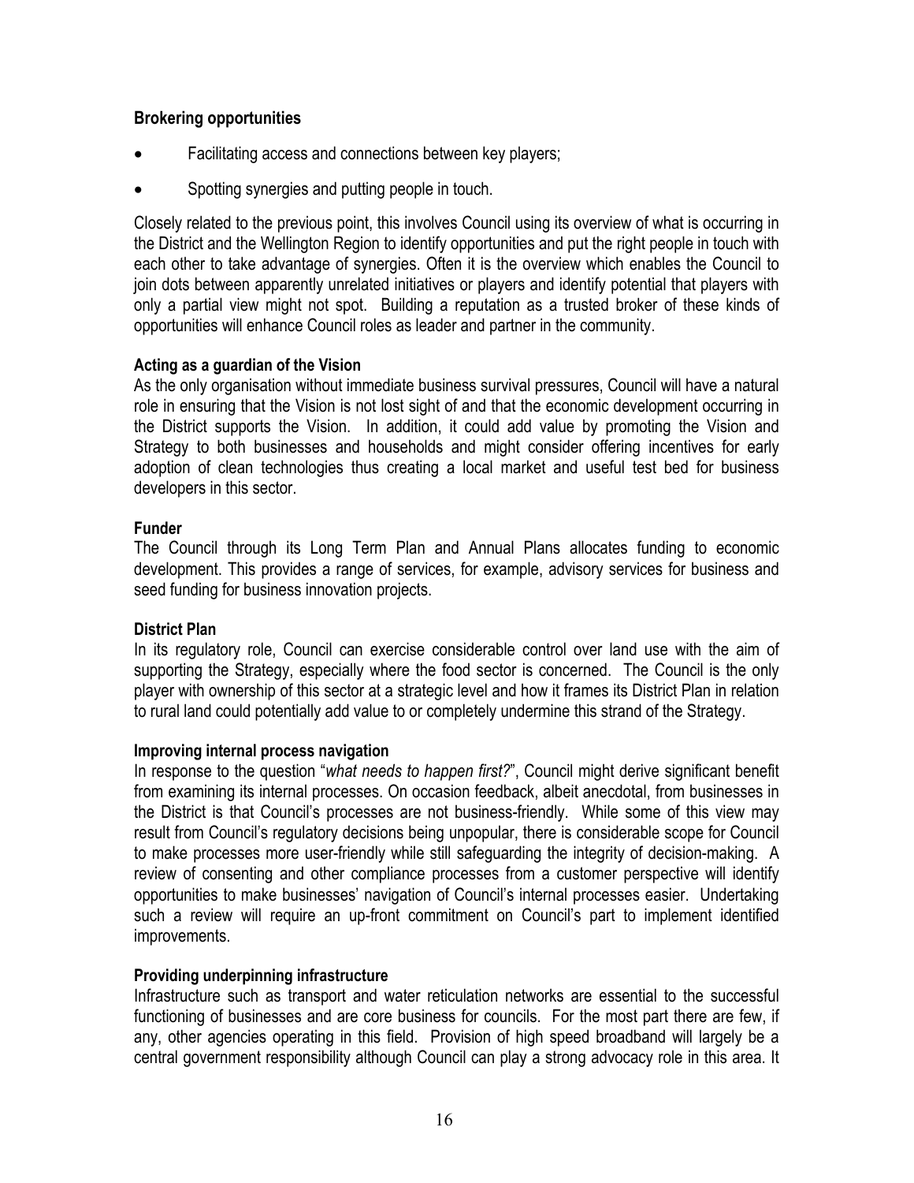**Brokering opportunities**

- Facilitating access and connections between key players;
- Spotting synergies and putting people in touch.

Closely related to the previous point, this involves Council using its overview of what is occurring in the District and the Wellington Region to identify opportunities and put the right people in touch with each other to take advantage of synergies. Often it is the overview which enables the Council to join dots between apparently unrelated initiatives or players and identify potential that players with only a partial view might not spot. Building a reputation as a trusted broker of these kinds of opportunities will enhance Council roles as leader and partner in the community.

**Acting as a guardian of the Vision**

As the only organisation without immediate business survival pressures, Council will have a natural role in ensuring that the Vision is not lost sight of and that the economic development occurring in the District supports the Vision. In addition, it could add value by promoting the Vision and Strategy to both businesses and households and might consider offering incentives for early adoption of clean technologies thus creating a local market and useful test bed for business developers in this sector.

**Funder**

The Council through its Long Term Plan and Annual Plans allocates funding to economic development. This provides a range of services, for example, advisory services for business and seed funding for business innovation projects.

**District Plan**

In its regulatory role, Council can exercise considerable control over land use with the aim of supporting the Strategy, especially where the food sector is concerned. The Council is the only player with ownership of this sector at a strategic level and how it frames its District Plan in relation to rural land could potentially add value to or completely undermine this strand of the Strategy.

**Improving internal process navigation**

In response to the question "*what needs to happen first?*", Council might derive significant benefit from examining its internal processes. On occasion feedback, albeit anecdotal, from businesses in the District is that Council's processes are not business-friendly. While some of this view may result from Council's regulatory decisions being unpopular, there is considerable scope for Council to make processes more user-friendly while still safeguarding the integrity of decision-making. A review of consenting and other compliance processes from a customer perspective will identify opportunities to make businesses' navigation of Council's internal processes easier. Undertaking such a review will require an up-front commitment on Council's part to implement identified improvements.

**Providing underpinning infrastructure**

Infrastructure such as transport and water reticulation networks are essential to the successful functioning of businesses and are core business for councils. For the most part there are few, if any, other agencies operating in this field. Provision of high speed broadband will largely be a central government responsibility although Council can play a strong advocacy role in this area. It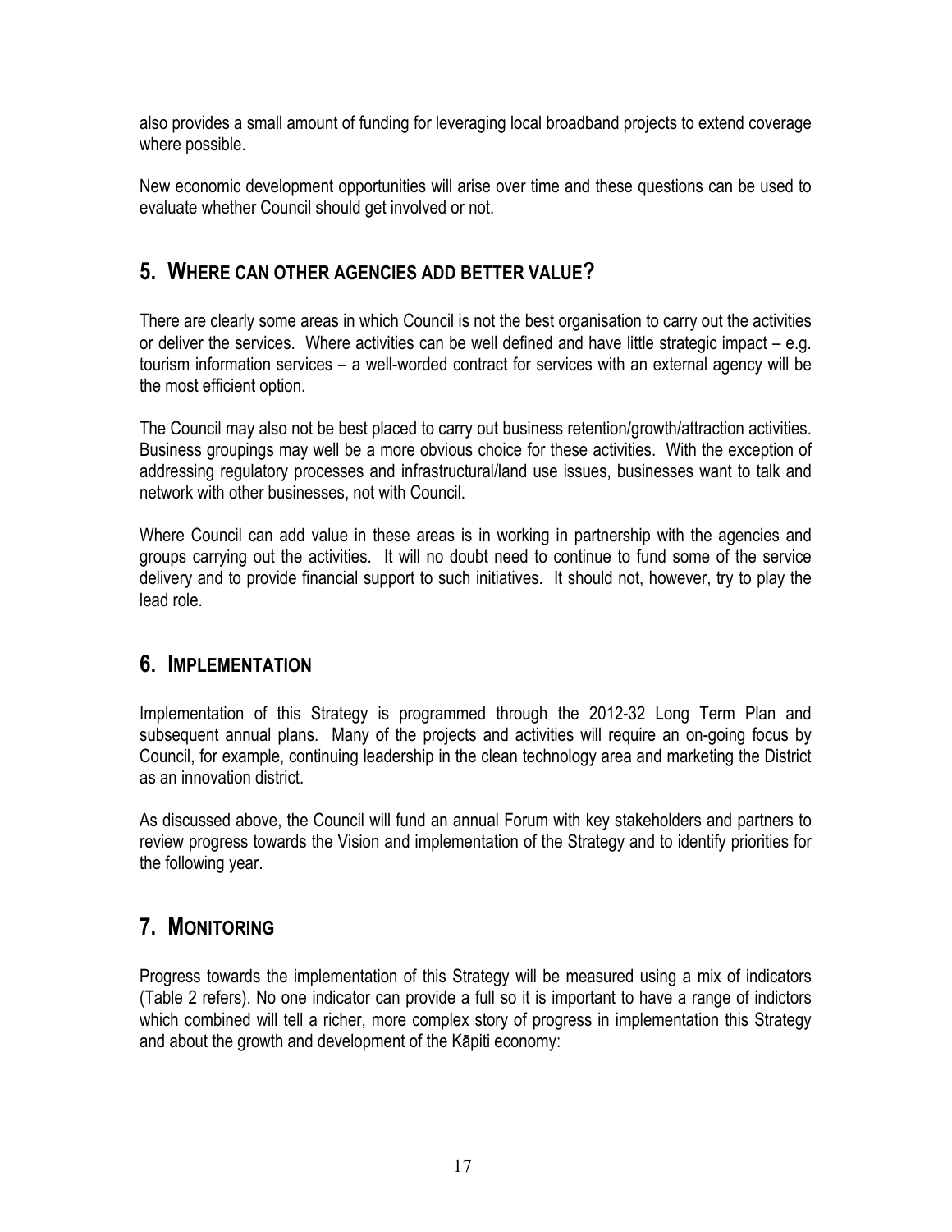also provides a small amount of funding for leveraging local broadband projects to extend coverage where possible.

New economic development opportunities will arise over time and these questions can be used to evaluate whether Council should get involved or not.

## 5. Where can other agencies add better value?

There are clearly some areas in which Council is not the best organisation to carry out the activities or deliver the services. Where activities can be well defined and have little strategic impact – e.g. tourism information services – a well-worded contract for services with an external agency will be the most efficient option.

The Council may also not be best placed to carry out business retention/growth/attraction activities. Business groupings may well be a more obvious choice for these activities. With the exception of addressing regulatory processes and infrastructural/land use issues, businesses want to talk and network with other businesses, not with Council.

Where Council can add value in these areas is in working in partnership with the agencies and groups carrying out the activities. It will no doubt need to continue to fund some of the service delivery and to provide financial support to such initiatives. It should not, however, try to play the lead role.

## 6. Implementation

Implementation of this Strategy is programmed through the 2012-32 Long Term Plan and subsequent annual plans. Many of the projects and activities will require an on-going focus by Council, for example, continuing leadership in the clean technology area and marketing the District as an innovation district.

As discussed above, the Council will fund an annual Forum with key stakeholders and partners to review progress towards the Vision and implementation of the Strategy and to identify priorities for the following year.

## 7. Monitoring

Progress towards the implementation of this Strategy will be measured using a mix of indicators (Table 2 refers). No one indicator can provide a full so it is important to have a range of indictors which combined will tell a richer, more complex story of progress in implementation this Strategy and about the growth and development of the Kāpiti economy: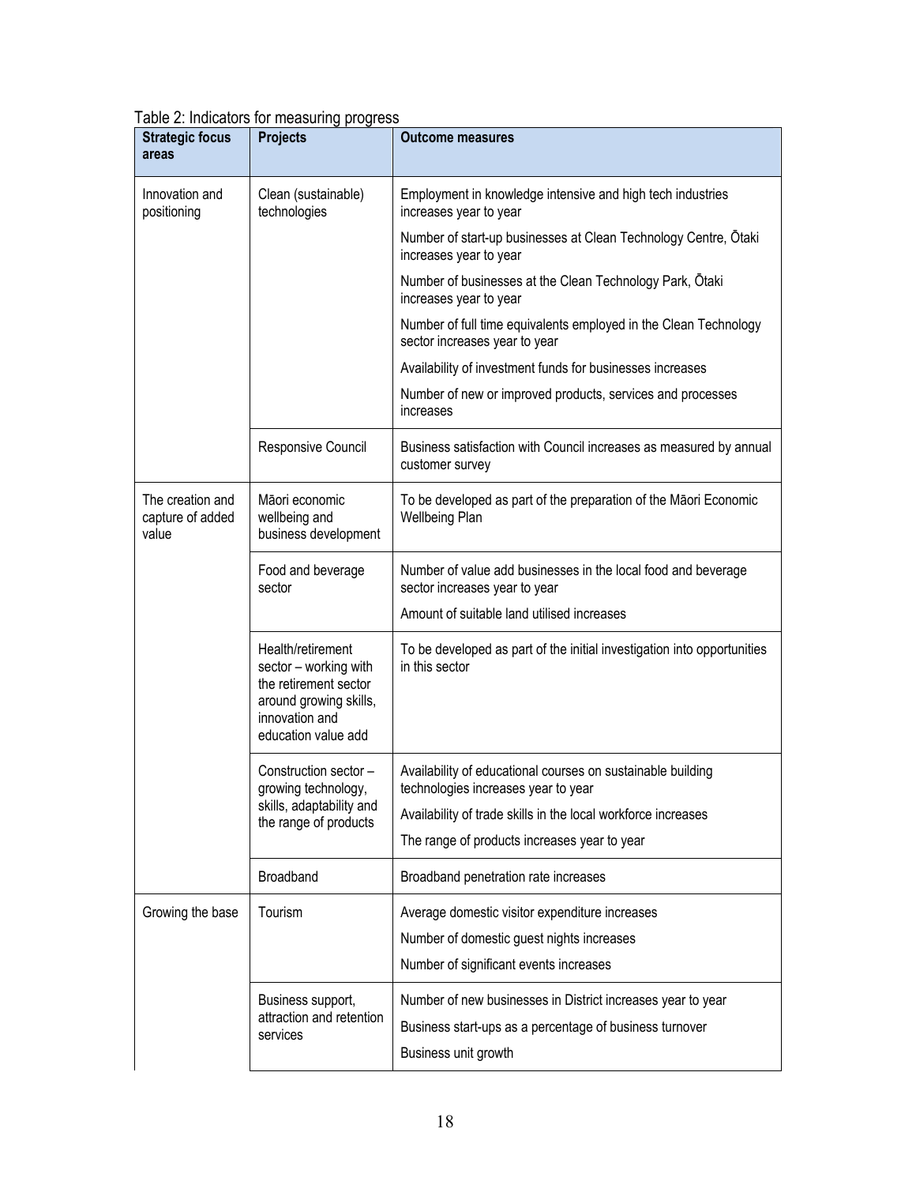Table 2: Indicators for measuring progress

| Strategic focus areas | Projects | Outcome measures |
|---|---|---|
| Innovation and positioning | Clean (sustainable) technologies | Employment in knowledge intensive and high tech industries increases year to year |
| | | Number of start-up businesses at Clean Technology Centre, Ōtaki increases year to year |
| | | Number of businesses at the Clean Technology Park, Ōtaki increases year to year |
| | | Number of full time equivalents employed in the Clean Technology sector increases year to year |
| | | Availability of investment funds for businesses increases |
| | | Number of new or improved products, services and processes increases |
| | Responsive Council | Business satisfaction with Council increases as measured by annual customer survey |
| The creation and capture of added value | Māori economic wellbeing and business development | To be developed as part of the preparation of the Māori Economic Wellbeing Plan |
| | Food and beverage sector | Number of value add businesses in the local food and beverage sector increases year to year |
| | | Amount of suitable land utilised increases |
| | Health/retirement sector – working with the retirement sector around growing skills, innovation and education value add | To be developed as part of the initial investigation into opportunities in this sector |
| | Construction sector – growing technology, skills, adaptability and the range of products | Availability of educational courses on sustainable building technologies increases year to year |
| | | Availability of trade skills in the local workforce increases |
| | | The range of products increases year to year |
| | Broadband | Broadband penetration rate increases |
| Growing the base | Tourism | Average domestic visitor expenditure increases |
| | | Number of domestic guest nights increases |
| | | Number of significant events increases |
| | Business support, attraction and retention services | Number of new businesses in District increases year to year |
| | | Business start-ups as a percentage of business turnover |
| | | Business unit growth |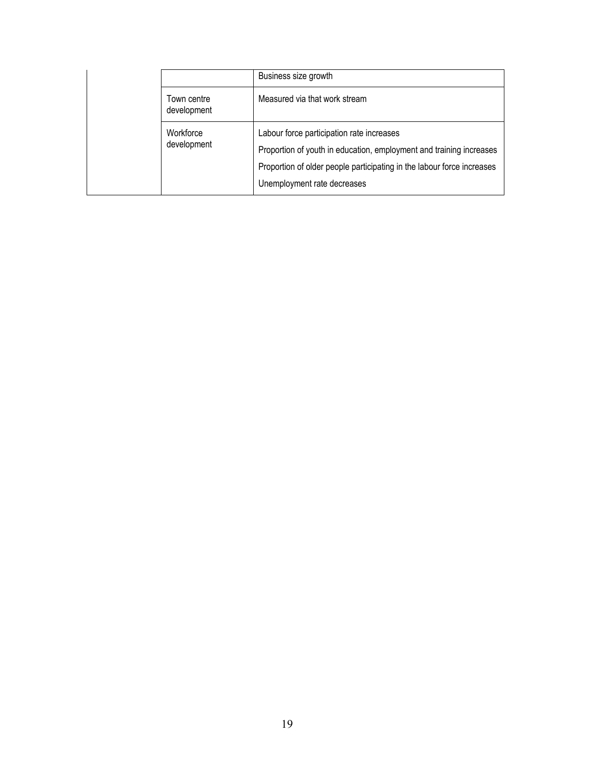| | | |
|---|---|---|
| | | Business size growth |
| | Town centre development | Measured via that work stream |
| | Workforce development | Labour force participation rate increases<br>Proportion of youth in education, employment and training increases<br>Proportion of older people participating in the labour force increases<br>Unemployment rate decreases |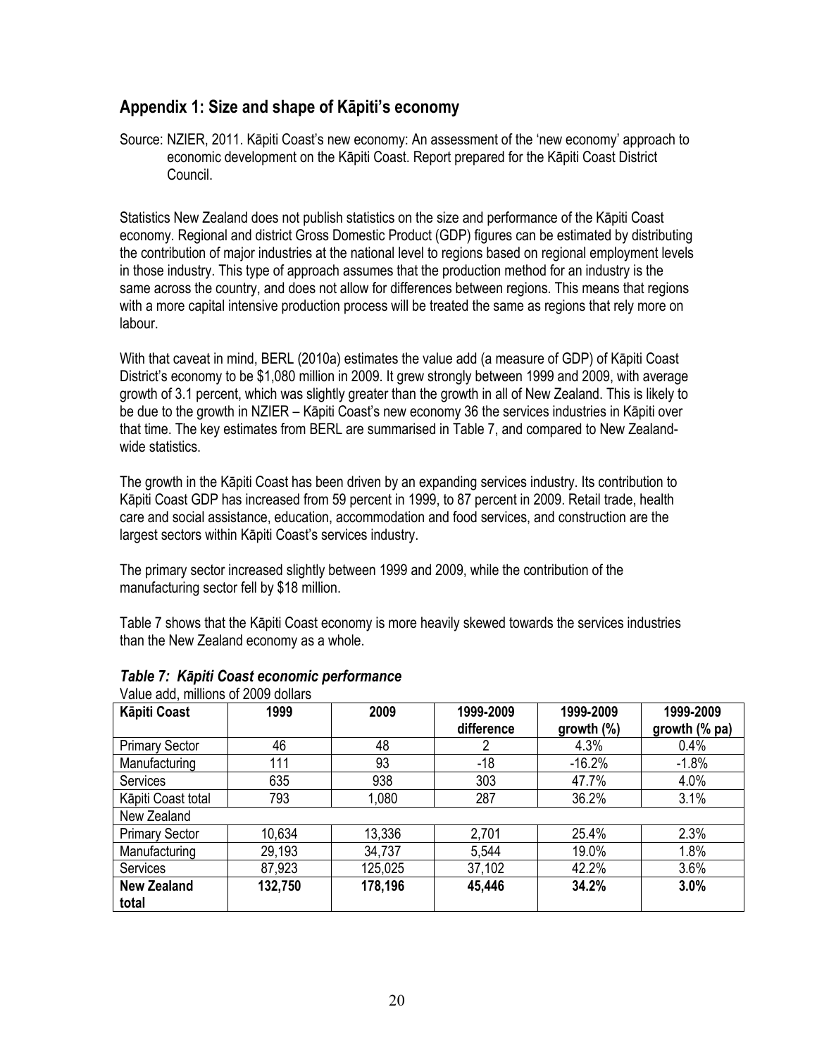## Appendix 1: Size and shape of Kāpiti's economy

Source: NZIER, 2011. Kāpiti Coast's new economy: An assessment of the 'new economy' approach to economic development on the Kāpiti Coast. Report prepared for the Kāpiti Coast District Council.

Statistics New Zealand does not publish statistics on the size and performance of the Kāpiti Coast economy. Regional and district Gross Domestic Product (GDP) figures can be estimated by distributing the contribution of major industries at the national level to regions based on regional employment levels in those industry. This type of approach assumes that the production method for an industry is the same across the country, and does not allow for differences between regions. This means that regions with a more capital intensive production process will be treated the same as regions that rely more on labour.

With that caveat in mind, BERL (2010a) estimates the value add (a measure of GDP) of Kāpiti Coast District's economy to be $1,080 million in 2009. It grew strongly between 1999 and 2009, with average growth of 3.1 percent, which was slightly greater than the growth in all of New Zealand. This is likely to be due to the growth in NZIER – Kāpiti Coast's new economy 36 the services industries in Kāpiti over that time. The key estimates from BERL are summarised in Table 7, and compared to New Zealand-wide statistics.

The growth in the Kāpiti Coast has been driven by an expanding services industry. Its contribution to Kāpiti Coast GDP has increased from 59 percent in 1999, to 87 percent in 2009. Retail trade, health care and social assistance, education, accommodation and food services, and construction are the largest sectors within Kāpiti Coast's services industry.

The primary sector increased slightly between 1999 and 2009, while the contribution of the manufacturing sector fell by $18 million.

Table 7 shows that the Kāpiti Coast economy is more heavily skewed towards the services industries than the New Zealand economy as a whole.

***Table 7: Kāpiti Coast economic performance***

Value add, millions of 2009 dollars

| Kāpiti Coast | 1999 | 2009 | 1999-2009 difference | 1999-2009 growth (%) | 1999-2009 growth (% pa) |
|---|---|---|---|---|---|
| Primary Sector | 46 | 48 | 2 | 4.3% | 0.4% |
| Manufacturing | 111 | 93 | -18 | -16.2% | -1.8% |
| Services | 635 | 938 | 303 | 47.7% | 4.0% |
| Kāpiti Coast total | 793 | 1,080 | 287 | 36.2% | 3.1% |
| New Zealand | | | | | |
| Primary Sector | 10,634 | 13,336 | 2,701 | 25.4% | 2.3% |
| Manufacturing | 29,193 | 34,737 | 5,544 | 19.0% | 1.8% |
| Services | 87,923 | 125,025 | 37,102 | 42.2% | 3.6% |
| **New Zealand total** | **132,750** | **178,196** | **45,446** | **34.2%** | **3.0%** |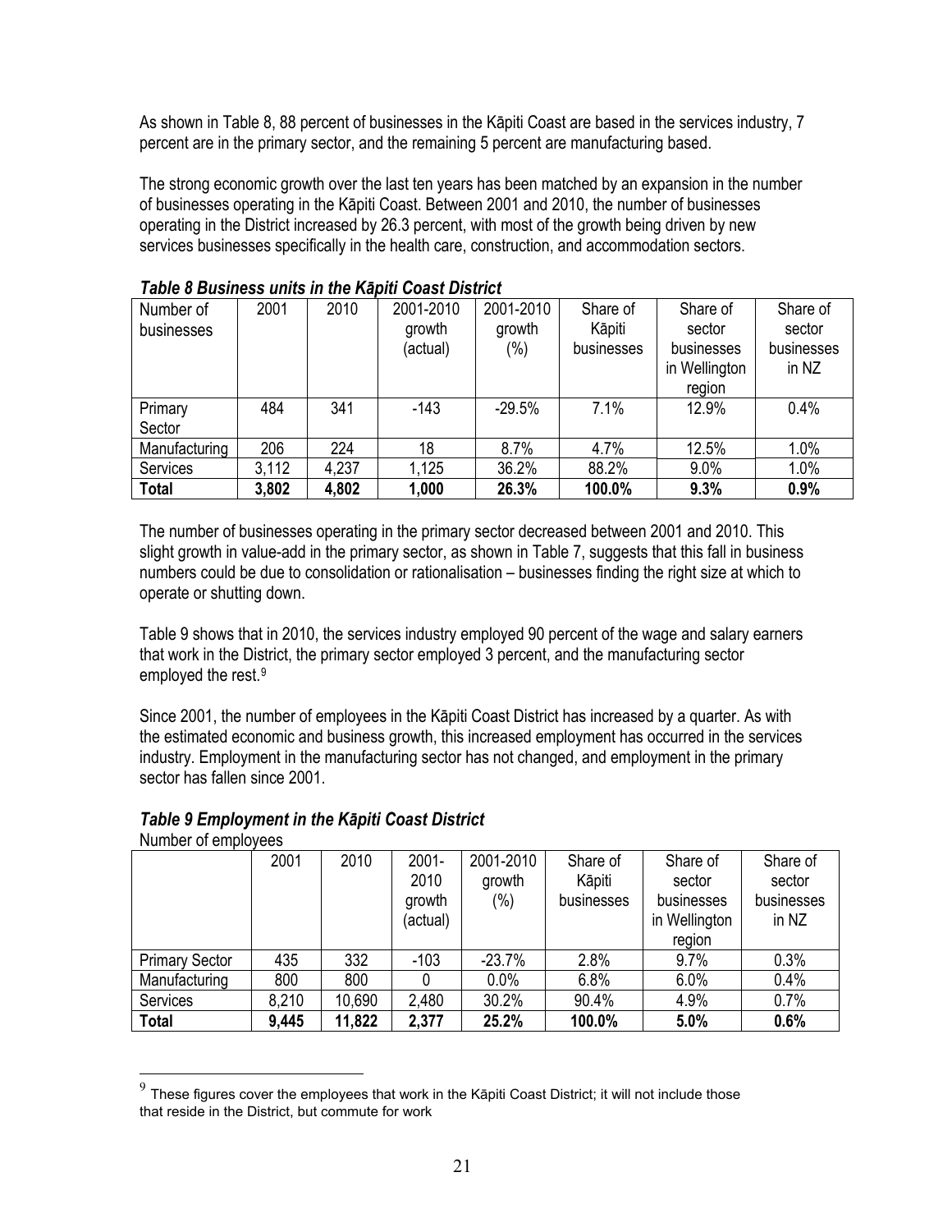As shown in Table 8, 88 percent of businesses in the Kāpiti Coast are based in the services industry, 7 percent are in the primary sector, and the remaining 5 percent are manufacturing based.

The strong economic growth over the last ten years has been matched by an expansion in the number of businesses operating in the Kāpiti Coast. Between 2001 and 2010, the number of businesses operating in the District increased by 26.3 percent, with most of the growth being driven by new services businesses specifically in the health care, construction, and accommodation sectors.

***Table 8 Business units in the Kāpiti Coast District***

| Number of businesses | 2001 | 2010 | 2001-2010 growth (actual) | 2001-2010 growth (%) | Share of Kāpiti businesses | Share of sector businesses in Wellington region | Share of sector businesses in NZ |
|---|---|---|---|---|---|---|---|
| Primary Sector | 484 | 341 | -143 | -29.5% | 7.1% | 12.9% | 0.4% |
| Manufacturing | 206 | 224 | 18 | 8.7% | 4.7% | 12.5% | 1.0% |
| Services | 3,112 | 4,237 | 1,125 | 36.2% | 88.2% | 9.0% | 1.0% |
| **Total** | **3,802** | **4,802** | **1,000** | **26.3%** | **100.0%** | **9.3%** | **0.9%** |

The number of businesses operating in the primary sector decreased between 2001 and 2010. This slight growth in value-add in the primary sector, as shown in Table 7, suggests that this fall in business numbers could be due to consolidation or rationalisation – businesses finding the right size at which to operate or shutting down.

Table 9 shows that in 2010, the services industry employed 90 percent of the wage and salary earners that work in the District, the primary sector employed 3 percent, and the manufacturing sector employed the rest.[9]

Since 2001, the number of employees in the Kāpiti Coast District has increased by a quarter. As with the estimated economic and business growth, this increased employment has occurred in the services industry. Employment in the manufacturing sector has not changed, and employment in the primary sector has fallen since 2001.

***Table 9 Employment in the Kāpiti Coast District***

Number of employees

| | 2001 | 2010 | 2001-2010 growth (actual) | 2001-2010 growth (%) | Share of Kāpiti businesses | Share of sector businesses in Wellington region | Share of sector businesses in NZ |
|---|---|---|---|---|---|---|---|
| Primary Sector | 435 | 332 | -103 | -23.7% | 2.8% | 9.7% | 0.3% |
| Manufacturing | 800 | 800 | 0 | 0.0% | 6.8% | 6.0% | 0.4% |
| Services | 8,210 | 10,690 | 2,480 | 30.2% | 90.4% | 4.9% | 0.7% |
| **Total** | **9,445** | **11,822** | **2,377** | **25.2%** | **100.0%** | **5.0%** | **0.6%** |

[9] These figures cover the employees that work in the Kāpiti Coast District; it will not include those that reside in the District, but commute for work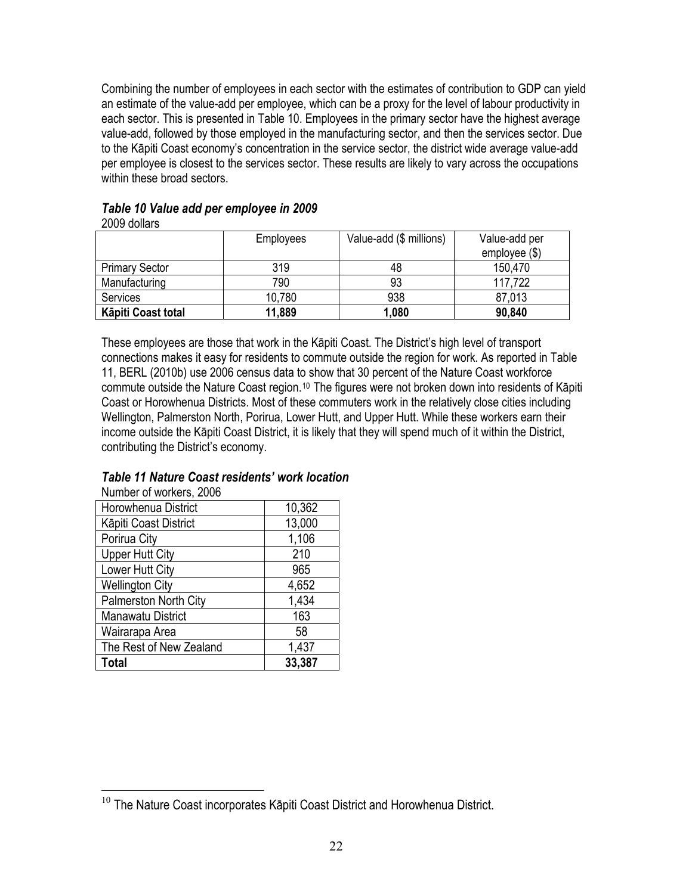Combining the number of employees in each sector with the estimates of contribution to GDP can yield an estimate of the value-add per employee, which can be a proxy for the level of labour productivity in each sector. This is presented in Table 10. Employees in the primary sector have the highest average value-add, followed by those employed in the manufacturing sector, and then the services sector. Due to the Kāpiti Coast economy's concentration in the service sector, the district wide average value-add per employee is closest to the services sector. These results are likely to vary across the occupations within these broad sectors.

***Table 10 Value add per employee in 2009***

2009 dollars

| | Employees | Value-add ($ millions) | Value-add per employee ($) |
|---|---|---|---|
| Primary Sector | 319 | 48 | 150,470 |
| Manufacturing | 790 | 93 | 117,722 |
| Services | 10,780 | 938 | 87,013 |
| **Kāpiti Coast total** | **11,889** | **1,080** | **90,840** |

These employees are those that work in the Kāpiti Coast. The District's high level of transport connections makes it easy for residents to commute outside the region for work. As reported in Table 11, BERL (2010b) use 2006 census data to show that 30 percent of the Nature Coast workforce commute outside the Nature Coast region.[10] The figures were not broken down into residents of Kāpiti Coast or Horowhenua Districts. Most of these commuters work in the relatively close cities including Wellington, Palmerston North, Porirua, Lower Hutt, and Upper Hutt. While these workers earn their income outside the Kāpiti Coast District, it is likely that they will spend much of it within the District, contributing the District's economy.

***Table 11 Nature Coast residents' work location***

Number of workers, 2006

| | |
|---|---|
| Horowhenua District | 10,362 |
| Kāpiti Coast District | 13,000 |
| Porirua City | 1,106 |
| Upper Hutt City | 210 |
| Lower Hutt City | 965 |
| Wellington City | 4,652 |
| Palmerston North City | 1,434 |
| Manawatu District | 163 |
| Wairarapa Area | 58 |
| The Rest of New Zealand | 1,437 |
| **Total** | **33,387** |

[10] The Nature Coast incorporates Kāpiti Coast District and Horowhenua District.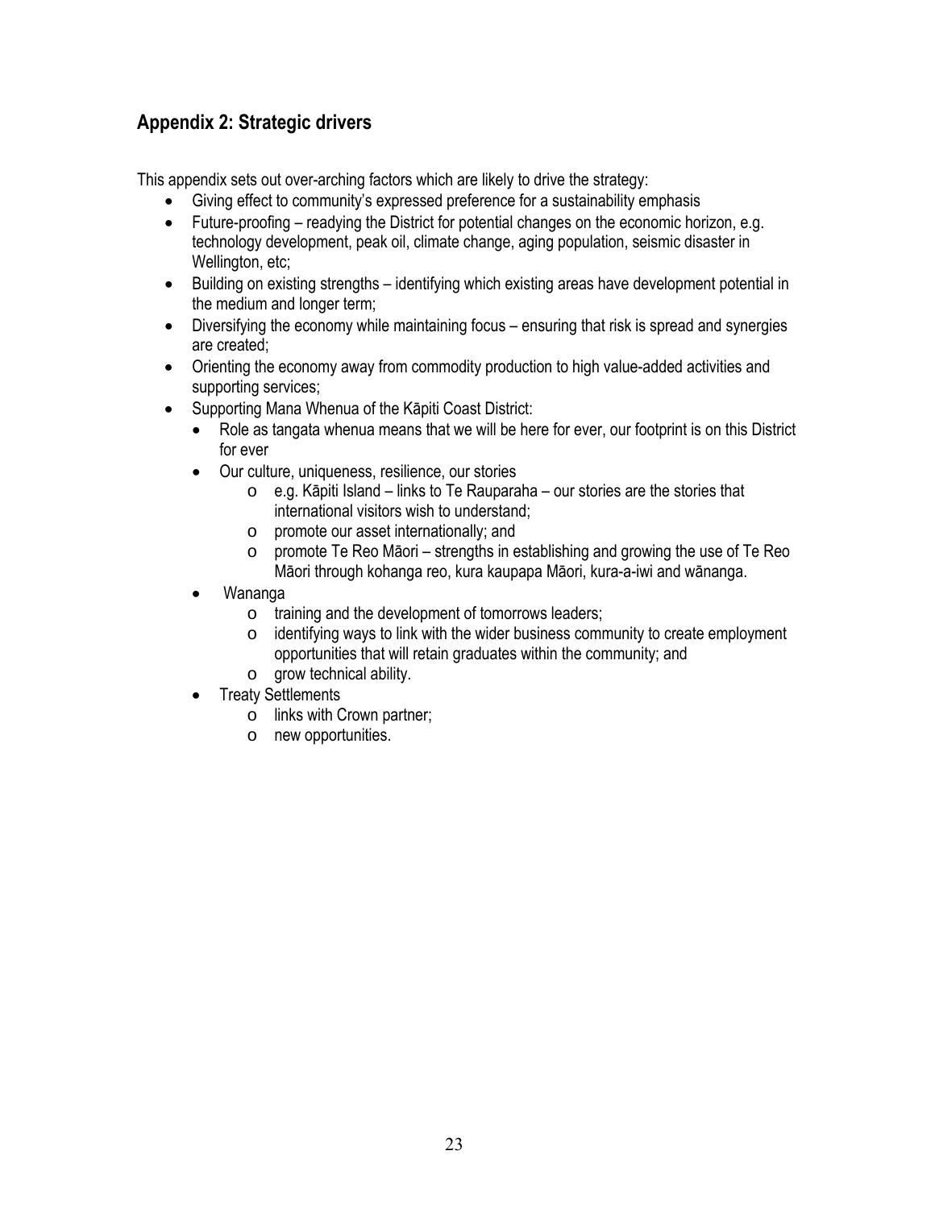## Appendix 2: Strategic drivers

This appendix sets out over-arching factors which are likely to drive the strategy:

- Giving effect to community's expressed preference for a sustainability emphasis
- Future-proofing – readying the District for potential changes on the economic horizon, e.g. technology development, peak oil, climate change, aging population, seismic disaster in Wellington, etc;
- Building on existing strengths – identifying which existing areas have development potential in the medium and longer term;
- Diversifying the economy while maintaining focus – ensuring that risk is spread and synergies are created;
- Orienting the economy away from commodity production to high value-added activities and supporting services;
- Supporting Mana Whenua of the Kāpiti Coast District:
  - Role as tangata whenua means that we will be here for ever, our footprint is on this District for ever
  - Our culture, uniqueness, resilience, our stories
    - e.g. Kāpiti Island – links to Te Rauparaha – our stories are the stories that international visitors wish to understand;
    - promote our asset internationally; and
    - promote Te Reo Māori – strengths in establishing and growing the use of Te Reo Māori through kohanga reo, kura kaupapa Māori, kura-a-iwi and wānanga.
  - Wananga
    - training and the development of tomorrows leaders;
    - identifying ways to link with the wider business community to create employment opportunities that will retain graduates within the community; and
    - grow technical ability.
  - Treaty Settlements
    - links with Crown partner;
    - new opportunities.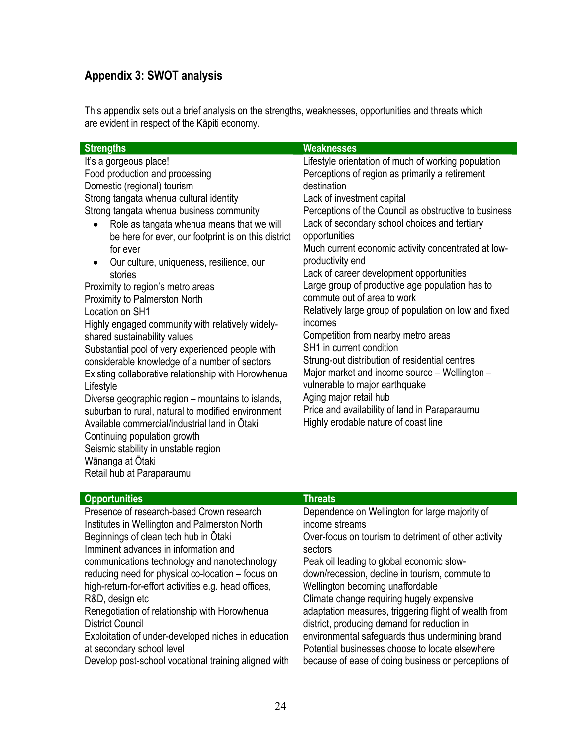## Appendix 3: SWOT analysis

This appendix sets out a brief analysis on the strengths, weaknesses, opportunities and threats which are evident in respect of the Kāpiti economy.

| Strengths | Weaknesses |
|---|---|
| It's a gorgeous place!<br>Food production and processing<br>Domestic (regional) tourism<br>Strong tangata whenua cultural identity<br>Strong tangata whenua business community<br>• Role as tangata whenua means that we will be here for ever, our footprint is on this district for ever<br>• Our culture, uniqueness, resilience, our stories<br>Proximity to region's metro areas<br>Proximity to Palmerston North<br>Location on SH1<br>Highly engaged community with relatively widely-shared sustainability values<br>Substantial pool of very experienced people with considerable knowledge of a number of sectors<br>Existing collaborative relationship with Horowhenua Lifestyle<br>Diverse geographic region – mountains to islands, suburban to rural, natural to modified environment<br>Available commercial/industrial land in Ōtaki<br>Continuing population growth<br>Seismic stability in unstable region<br>Wānanga at Ōtaki<br>Retail hub at Paraparaumu | Lifestyle orientation of much of working population<br>Perceptions of region as primarily a retirement destination<br>Lack of investment capital<br>Perceptions of the Council as obstructive to business<br>Lack of secondary school choices and tertiary opportunities<br>Much current economic activity concentrated at low-productivity end<br>Lack of career development opportunities<br>Large group of productive age population has to commute out of area to work<br>Relatively large group of population on low and fixed incomes<br>Competition from nearby metro areas<br>SH1 in current condition<br>Strung-out distribution of residential centres<br>Major market and income source – Wellington – vulnerable to major earthquake<br>Aging major retail hub<br>Price and availability of land in Paraparaumu<br>Highly erodable nature of coast line |
| **Opportunities** | **Threats** |
| Presence of research-based Crown research Institutes in Wellington and Palmerston North<br>Beginnings of clean tech hub in Ōtaki<br>Imminent advances in information and communications technology and nanotechnology reducing need for physical co-location – focus on high-return-for-effort activities e.g. head offices, R&D, design etc<br>Renegotiation of relationship with Horowhenua District Council<br>Exploitation of under-developed niches in education at secondary school level<br>Develop post-school vocational training aligned with | Dependence on Wellington for large majority of income streams<br>Over-focus on tourism to detriment of other activity sectors<br>Peak oil leading to global economic slow-down/recession, decline in tourism, commute to Wellington becoming unaffordable<br>Climate change requiring hugely expensive adaptation measures, triggering flight of wealth from district, producing demand for reduction in environmental safeguards thus undermining brand<br>Potential businesses choose to locate elsewhere because of ease of doing business or perceptions of |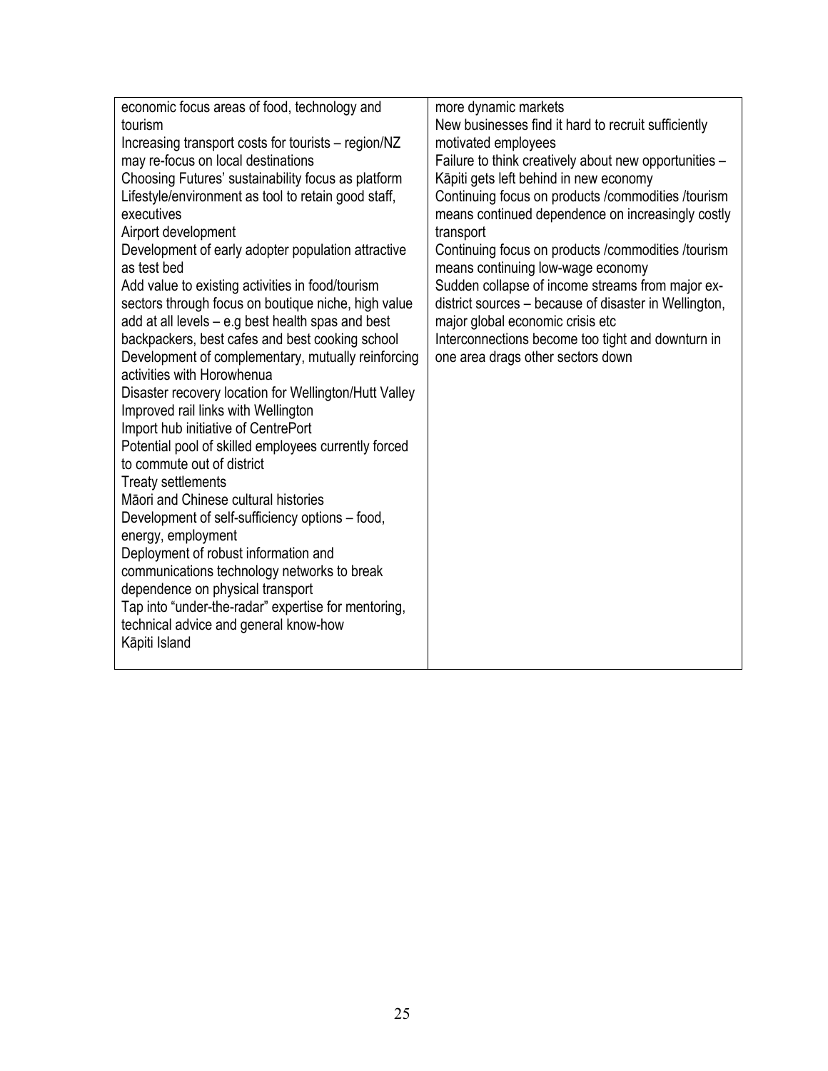| | |
|---|---|
| economic focus areas of food, technology and tourism<br>Increasing transport costs for tourists – region/NZ may re-focus on local destinations<br>Choosing Futures' sustainability focus as platform<br>Lifestyle/environment as tool to retain good staff, executives<br>Airport development<br>Development of early adopter population attractive as test bed<br>Add value to existing activities in food/tourism sectors through focus on boutique niche, high value add at all levels – e.g best health spas and best backpackers, best cafes and best cooking school<br>Development of complementary, mutually reinforcing activities with Horowhenua<br>Disaster recovery location for Wellington/Hutt Valley<br>Improved rail links with Wellington<br>Import hub initiative of CentrePort<br>Potential pool of skilled employees currently forced to commute out of district<br>Treaty settlements<br>Māori and Chinese cultural histories<br>Development of self-sufficiency options – food, energy, employment<br>Deployment of robust information and communications technology networks to break dependence on physical transport<br>Tap into "under-the-radar" expertise for mentoring, technical advice and general know-how<br>Kāpiti Island | more dynamic markets<br>New businesses find it hard to recruit sufficiently motivated employees<br>Failure to think creatively about new opportunities – Kāpiti gets left behind in new economy<br>Continuing focus on products /commodities /tourism means continued dependence on increasingly costly transport<br>Continuing focus on products /commodities /tourism means continuing low-wage economy<br>Sudden collapse of income streams from major ex-district sources – because of disaster in Wellington, major global economic crisis etc<br>Interconnections become too tight and downturn in one area drags other sectors down |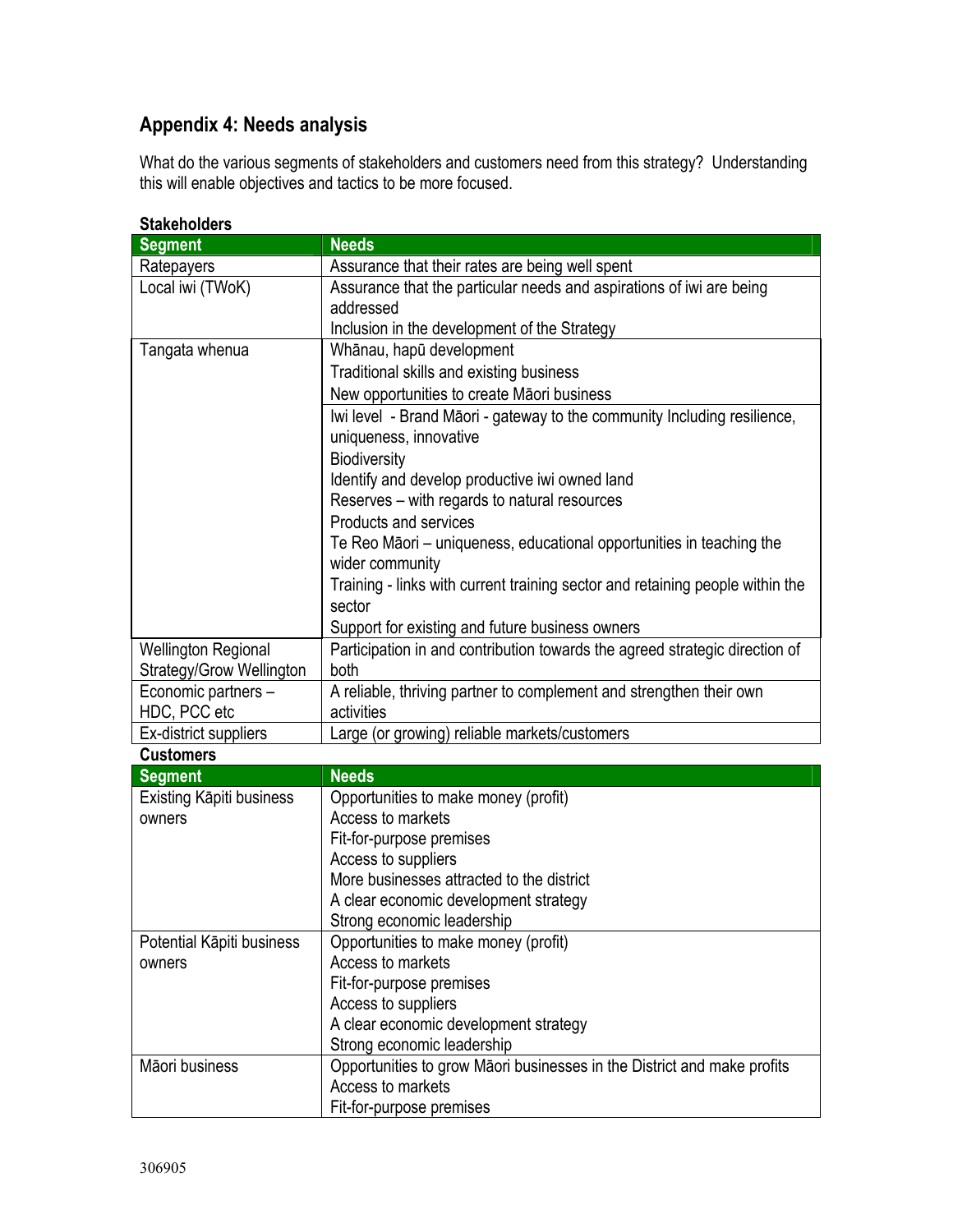## Appendix 4: Needs analysis

What do the various segments of stakeholders and customers need from this strategy? Understanding this will enable objectives and tactics to be more focused.

**Stakeholders**

| Segment | Needs |
| --- | --- |
| Ratepayers | Assurance that their rates are being well spent |
| Local iwi (TWoK) | Assurance that the particular needs and aspirations of iwi are being addressed<br>Inclusion in the development of the Strategy |
| Tangata whenua | Whānau, hapū development<br>Traditional skills and existing business<br>New opportunities to create Māori business |
| | Iwi level - Brand Māori - gateway to the community Including resilience, uniqueness, innovative<br>Biodiversity<br>Identify and develop productive iwi owned land<br>Reserves – with regards to natural resources<br>Products and services<br>Te Reo Māori – uniqueness, educational opportunities in teaching the wider community<br>Training - links with current training sector and retaining people within the sector<br>Support for existing and future business owners |
| Wellington Regional Strategy/Grow Wellington | Participation in and contribution towards the agreed strategic direction of both |
| Economic partners – HDC, PCC etc | A reliable, thriving partner to complement and strengthen their own activities |
| Ex-district suppliers | Large (or growing) reliable markets/customers |

**Customers**

| Segment | Needs |
| --- | --- |
| Existing Kāpiti business owners | Opportunities to make money (profit)<br>Access to markets<br>Fit-for-purpose premises<br>Access to suppliers<br>More businesses attracted to the district<br>A clear economic development strategy<br>Strong economic leadership |
| Potential Kāpiti business owners | Opportunities to make money (profit)<br>Access to markets<br>Fit-for-purpose premises<br>Access to suppliers<br>A clear economic development strategy<br>Strong economic leadership |
| Māori business | Opportunities to grow Māori businesses in the District and make profits<br>Access to markets<br>Fit-for-purpose premises |

306905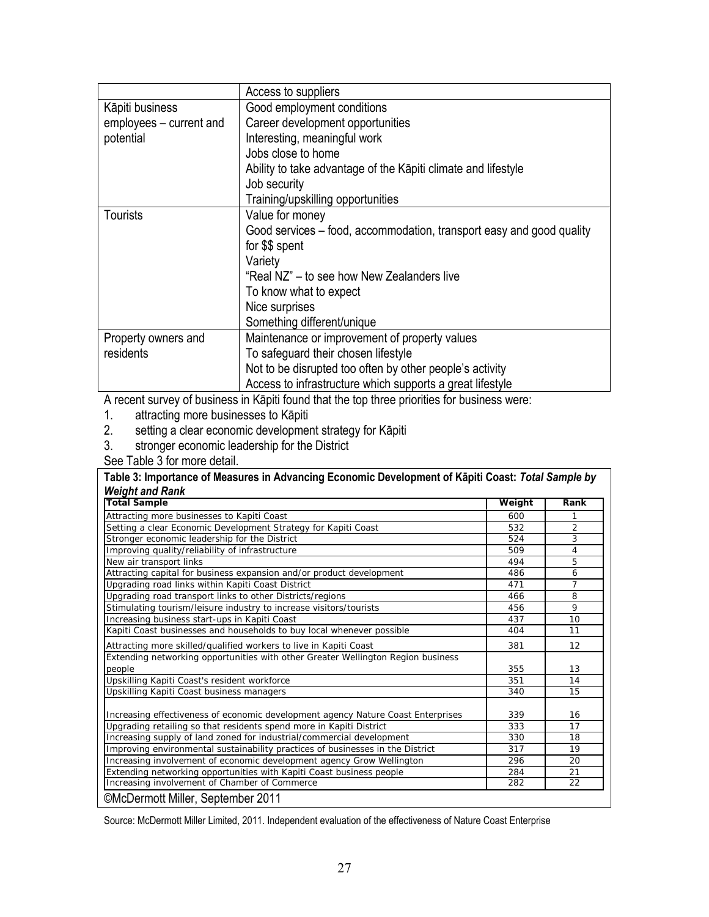| | |
|---|---|
| | Access to suppliers |
| Kāpiti business employees – current and potential | Good employment conditions<br>Career development opportunities<br>Interesting, meaningful work<br>Jobs close to home<br>Ability to take advantage of the Kāpiti climate and lifestyle<br>Job security<br>Training/upskilling opportunities |
| Tourists | Value for money<br>Good services – food, accommodation, transport easy and good quality for $$ spent<br>Variety<br>"Real NZ" – to see how New Zealanders live<br>To know what to expect<br>Nice surprises<br>Something different/unique |
| Property owners and residents | Maintenance or improvement of property values<br>To safeguard their chosen lifestyle<br>Not to be disrupted too often by other people's activity<br>Access to infrastructure which supports a great lifestyle |

A recent survey of business in Kāpiti found that the top three priorities for business were:

1. attracting more businesses to Kāpiti
2. setting a clear economic development strategy for Kāpiti
3. stronger economic leadership for the District

See Table 3 for more detail.

**Table 3: Importance of Measures in Advancing Economic Development of Kāpiti Coast: *Total Sample by Weight and Rank***

| Total Sample | Weight | Rank |
|---|---|---|
| Attracting more businesses to Kapiti Coast | 600 | 1 |
| Setting a clear Economic Development Strategy for Kapiti Coast | 532 | 2 |
| Stronger economic leadership for the District | 524 | 3 |
| Improving quality/reliability of infrastructure | 509 | 4 |
| New air transport links | 494 | 5 |
| Attracting capital for business expansion and/or product development | 486 | 6 |
| Upgrading road links within Kapiti Coast District | 471 | 7 |
| Upgrading road transport links to other Districts/regions | 466 | 8 |
| Stimulating tourism/leisure industry to increase visitors/tourists | 456 | 9 |
| Increasing business start-ups in Kapiti Coast | 437 | 10 |
| Kapiti Coast businesses and households to buy local whenever possible | 404 | 11 |
| Attracting more skilled/qualified workers to live in Kapiti Coast | 381 | 12 |
| Extending networking opportunities with other Greater Wellington Region business people | 355 | 13 |
| Upskilling Kapiti Coast's resident workforce | 351 | 14 |
| Upskilling Kapiti Coast business managers | 340 | 15 |
| Increasing effectiveness of economic development agency Nature Coast Enterprises | 339 | 16 |
| Upgrading retailing so that residents spend more in Kapiti District | 333 | 17 |
| Increasing supply of land zoned for industrial/commercial development | 330 | 18 |
| Improving environmental sustainability practices of businesses in the District | 317 | 19 |
| Increasing involvement of economic development agency Grow Wellington | 296 | 20 |
| Extending networking opportunities with Kapiti Coast business people | 284 | 21 |
| Increasing involvement of Chamber of Commerce | 282 | 22 |

©McDermott Miller, September 2011

Source: McDermott Miller Limited, 2011. Independent evaluation of the effectiveness of Nature Coast Enterprise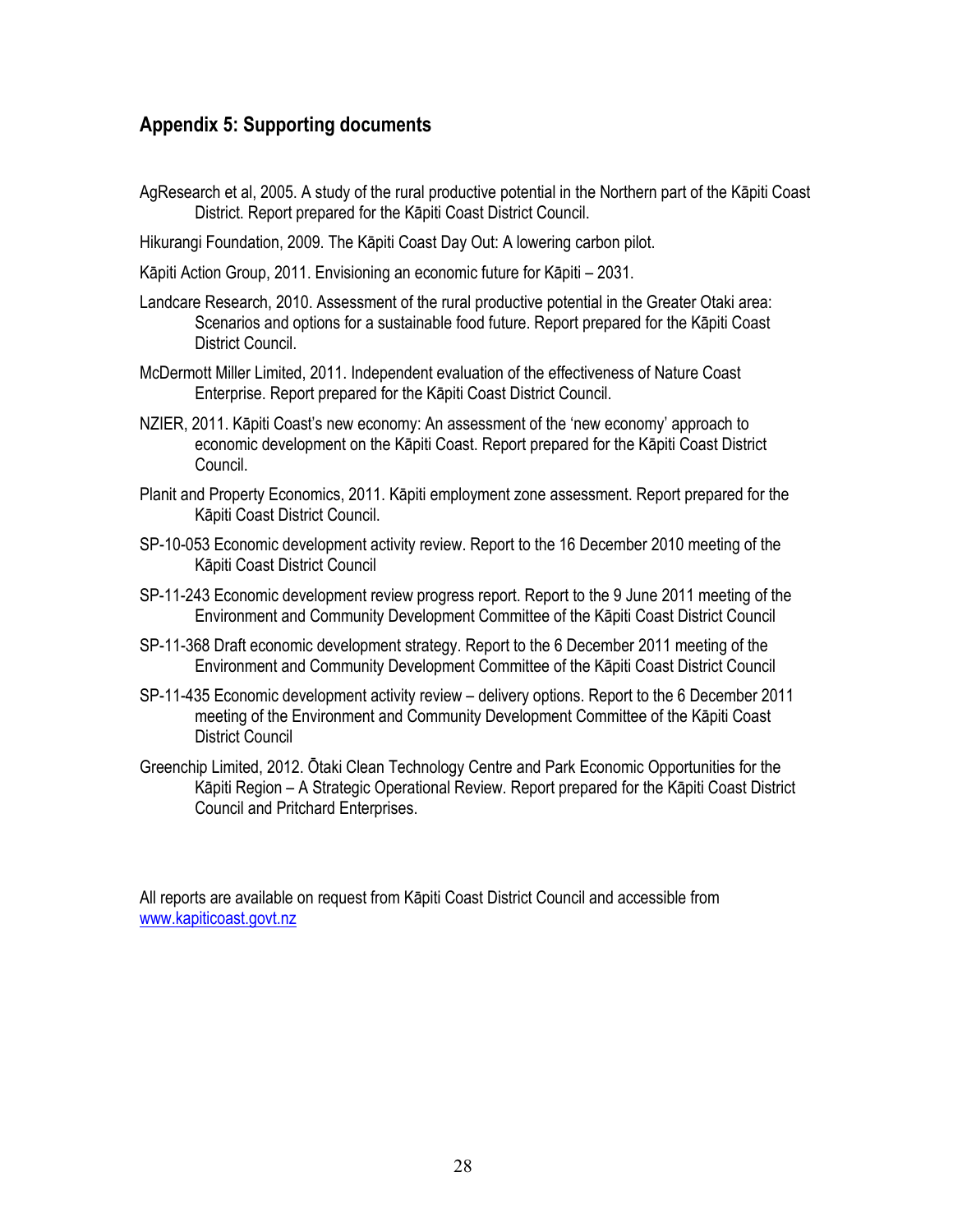## Appendix 5: Supporting documents

AgResearch et al, 2005. A study of the rural productive potential in the Northern part of the Kāpiti Coast District. Report prepared for the Kāpiti Coast District Council.

Hikurangi Foundation, 2009. The Kāpiti Coast Day Out: A lowering carbon pilot.

Kāpiti Action Group, 2011. Envisioning an economic future for Kāpiti – 2031.

Landcare Research, 2010. Assessment of the rural productive potential in the Greater Otaki area: Scenarios and options for a sustainable food future. Report prepared for the Kāpiti Coast District Council.

McDermott Miller Limited, 2011. Independent evaluation of the effectiveness of Nature Coast Enterprise. Report prepared for the Kāpiti Coast District Council.

NZIER, 2011. Kāpiti Coast's new economy: An assessment of the 'new economy' approach to economic development on the Kāpiti Coast. Report prepared for the Kāpiti Coast District Council.

Planit and Property Economics, 2011. Kāpiti employment zone assessment. Report prepared for the Kāpiti Coast District Council.

SP-10-053 Economic development activity review. Report to the 16 December 2010 meeting of the Kāpiti Coast District Council

SP-11-243 Economic development review progress report. Report to the 9 June 2011 meeting of the Environment and Community Development Committee of the Kāpiti Coast District Council

SP-11-368 Draft economic development strategy. Report to the 6 December 2011 meeting of the Environment and Community Development Committee of the Kāpiti Coast District Council

SP-11-435 Economic development activity review – delivery options. Report to the 6 December 2011 meeting of the Environment and Community Development Committee of the Kāpiti Coast District Council

Greenchip Limited, 2012. Ōtaki Clean Technology Centre and Park Economic Opportunities for the Kāpiti Region – A Strategic Operational Review. Report prepared for the Kāpiti Coast District Council and Pritchard Enterprises.

All reports are available on request from Kāpiti Coast District Council and accessible from www.kapiticoast.govt.nz